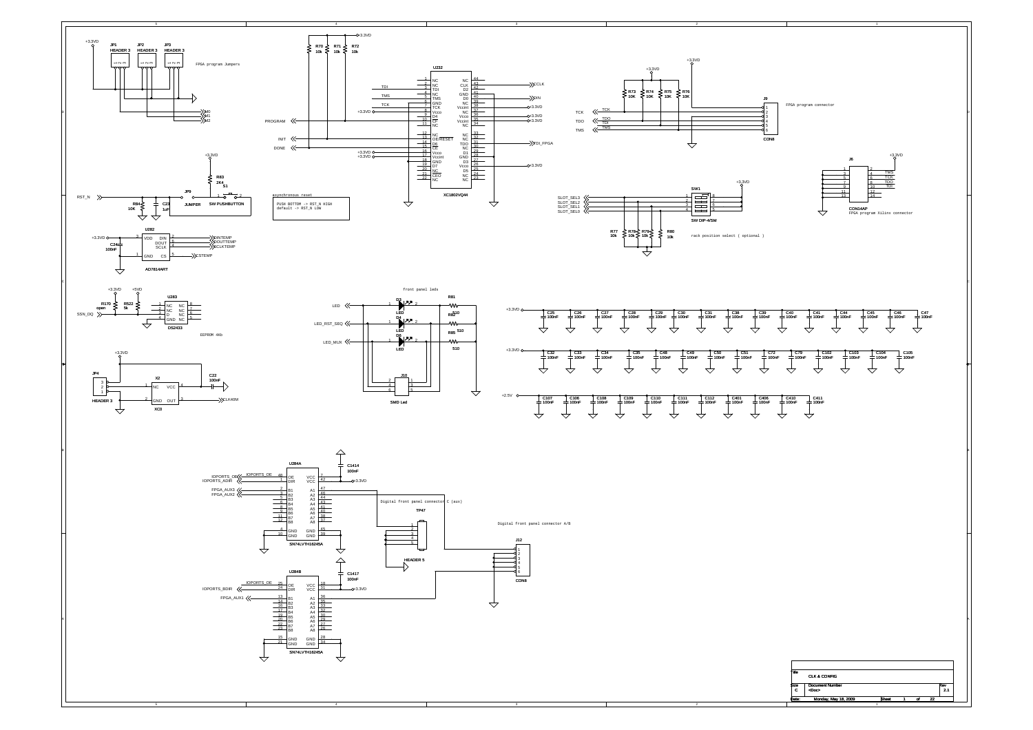FPGA program Jumpers

JP1 HEADER 3, JP2 HEADER 3, JP3 HEADER 3 — +3.3VD — M0, M1, M2

U232 XC1802VQ44

CCLK, XIN, TDI_FPGA, PROGRAM, INIT, DONE, TDI, TMS, TCK

R70 10k, R71 10k, R72 10k — +3.3VD

FPGA program connector

J9 CON8 — TCK, TDO, TMS — R73 10K, R74 10K, R75 10K, R76 10K — +3.3VD

J6 CON14AP — TMS, TCK, TDO, TDI

FPGA program Xilinx connector

RST_N — R84 10K, C23 1uF, JP9 JUMPER, R83 2K4, S1 SW PUSHBUTTON

```
asynchronous reset

PUSH BOTTOM -> RST_N HIGH
default -> RST_N LOW
```

SW1 SW DIP-4/SM — SLOT_SEL3, SLOT_SEL2, SLOT_SEL1, SLOT_SEL0 — R77 10k, R78 10k, R79 10k, R80 10k

rack position select ( optional )

U282 AD7814ART — DINTEMP, DOUTTEMP, SCLKTEMP, CSTEMP — C24 100nF

U283 DS2433 — SSN_DQ — R170 open, R522 5k — +3.3VD, +5VD

EEPROM 4Kb

front panel leds

LED, LED_RST_SEQ, LED_MUX — D3, D4, D6 LED — R81 510, R82 510, R85 510 — J10 SMD Led

JP4 HEADER 3 — X2 XC0 — C22 100nF — CLK40M

+3.3VD: C25, C26, C27, C28, C29, C30, C31, C38, C39, C40, C41, C44, C45, C46, C47 100nF

+3.3VD: C32, C33, C34, C35, C48, C49, C50, C51, C72, C79, C102, C103, C104, C105 100nF

+2.5V: C107, C106, C108, C109, C110, C111, C112, C401, C406, C410, C411 100nF

U284A SN74LVTH16245A — IOPORTS_OE, IOPORTS_ADIR, FPGA_AUX3, FPGA_AUX2 — C1414 100nF

Digital front panel connector C (aux)

TP47 HEADER 5

Digital front panel connector A/B

J12 CON6

U284B SN74LVTH16245A — IOPORTS_OE, IOPORTS_BDIR, FPGA_AUX1 — C1417 100nF

| Title | CLK & CONFIG | | |
|---|---|---|---|
| Size C | Document Number <Doc> | | Rev 2.1 |
| Date: | Monday, May 18, 2009 | Sheet 1 of 22 | |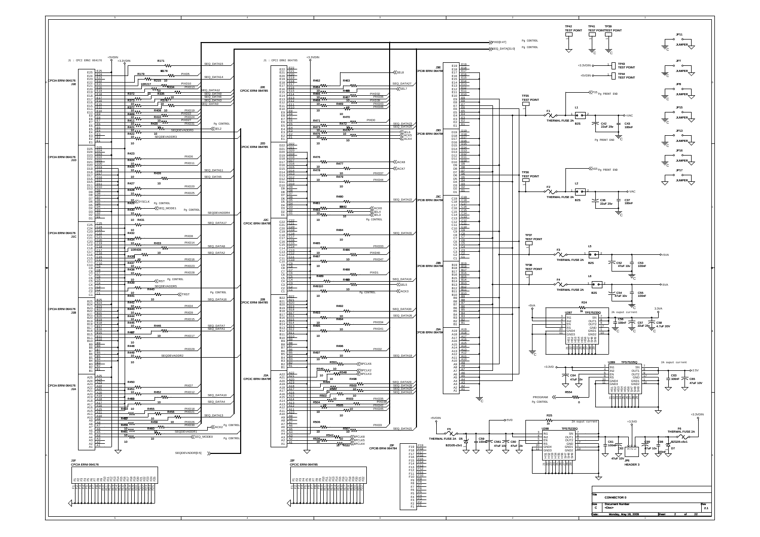| Title | | |
|---|---|---|
| CONNECTOR 0 | | |
| Size | Document Number | Rev |
| C | <Doc> | 2.1 |
| Date: Monday, May 18, 2009 | Sheet 2 of 22 | |

J1 : CPCI ERNI 064176

J1E, J1D, J1C, J1B, J1A: CPCIA ERNI 064176

J1F: CPCIA ERNI 064176

J2 : CPCI ERNI 064785

J2E, J2D, J2C, J2B, J2A: CPCIC ERNI 064785

J2F: CPCIC ERNI 064785

J3E, J3D, J3C, J3B, J3A, J3F: CPCIB ERNI 064784

PIXD[0:47]  Pg CONTROL

SEQ_DATA[31:0]  Pg CONTROL

SEQDEVADDR[0:5]

TP42 TEST POINT, TP41 TEST POINT, TP39 TEST POINT

TP43 TEST POINT (+3.3VDIN), TP44 TEST POINT (+5VDIN)

TP35 TEST POINT, TP36 TEST POINT, TP37 TEST POINT, TP38 TEST POINT

JP11, JP7, JP8, JP15, JP13, JP16, JP17: JUMPER

P15 Pg FRONT END; N15 Pg FRONT END

F1, F2, F3, F4: THERMAL FUSE 2A

L1, L2, L5, L6: B2S

C42 22uF 25v, C43 100nF (+VAC)

C36 22uF 25v, C37 100nF (-VAC)

C52 47uF 10v, C53 100nF (+5VA)

C54 47uF 10v, C55 100nF (-5VA)

U287 TPS75233Q — 2A output current; C56 100nF, C57 22uF 25v, C58 4.7uF 20V; +5VA, 3.3VA; R24 1k

U289 TPS75225Q — 2A output current; +3.3VD, +2.5V; C64 47uF 10v, C63 100nF, C65 47uF 10V

PROGRAM Pg CONTROL; R554 0

U288 TPS75233Q — 2A ouput current; +5VDIN, +5VD, +3.3VD; R25 1k

F5 THERMAL FUSE 2A, D5 BZG05-c5v1, C59 100nF, C561 47uF 10v, C60 47uF 10v

C61 100nF, C62 47uF 10v, JP6 HEADER 3, C99 47uF 10v, C98 100nF, D7 BZG05-c5v1, F6 THERMAL FUSE 2A, +3.3VDIN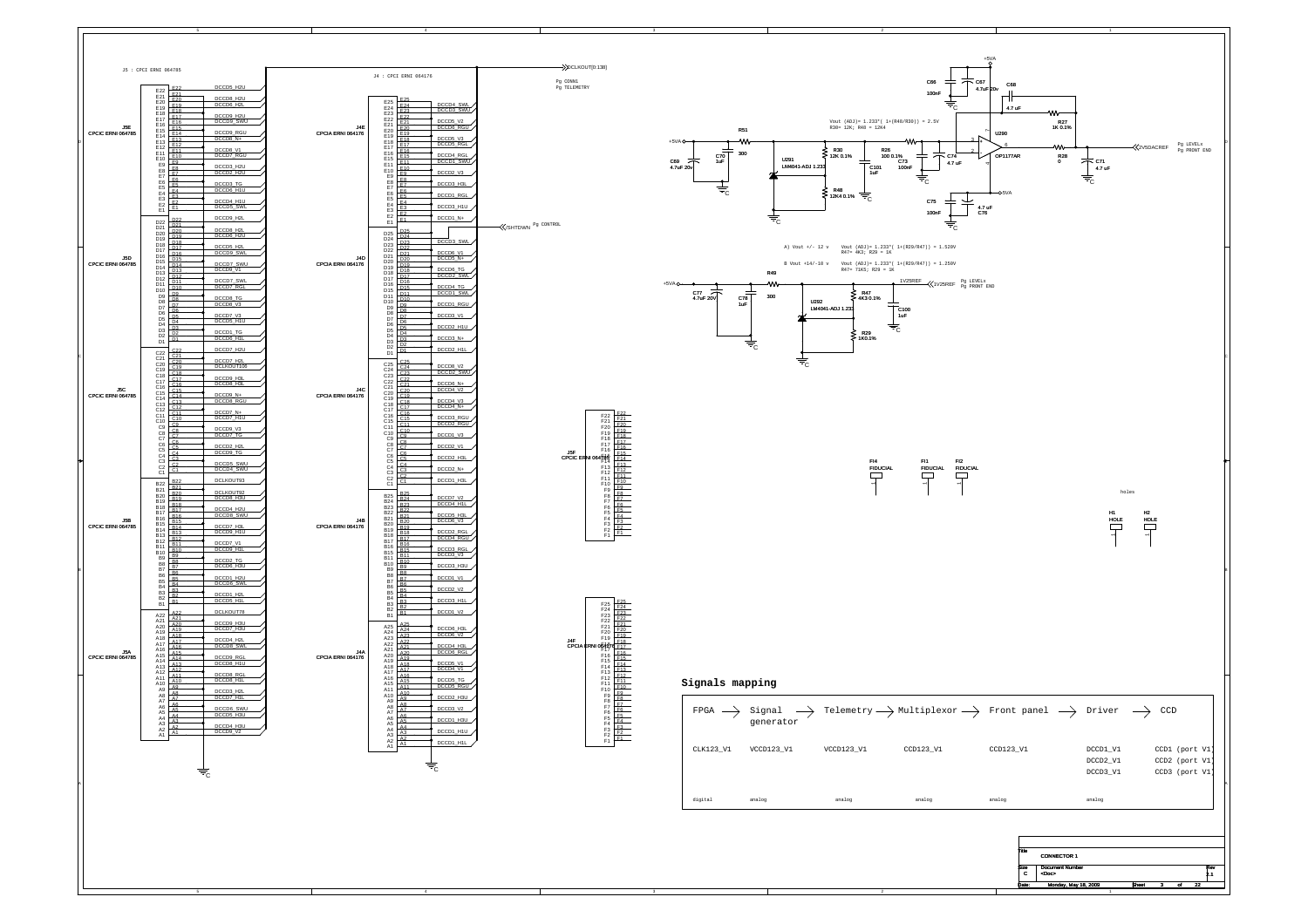J5 : CPCI ERNI 064785

J4 : CPCI ERNI 064176

DCLKOUT[0:138]
Pg CONN1
Pg TELEMETRY

SHTDWN Pg CONTROL

| J5E CPCIC ERNI 064785 | | J4E CPCIA ERNI 064176 | |
|---|---|---|---|
| E22 | DCCD5_H2U | E25 | |
| E21 | | E24 | DCCD4_SWL |
| E20 | DCCD8_H2U | E23 | DCCD3_SWU |
| E19 | DCCD5_H2L | E22 | |
| E18 | | E21 | DCCD5_V2 |
| E17 | DCCD9_H2U | E20 | DCCD8_RGU |
| E16 | DCCD9_SWU | E19 | |
| E15 | | E18 | DCCD5_V3 |
| E14 | DCCD9_RGU | E17 | DCCD5_RGL |
| E13 | DCCD8_N+ | E16 | |
| E12 | | E15 | DCCD4_RGL |
| E11 | DCCD8_V1 | E14 | DCCD1_SWU |
| E10 | DCCD7_RGU | E13 | |
| E9 | | E12 | DCCD2_V3 |
| E8 | DCCD3_H2U | E11 | |
| E7 | DCCD2_H2U | E10 | DCCD3_H3L |
| E6 | | E9 | |
| E5 | DCCD3_TG | E8 | DCCD1_RGL |
| E4 | DCCD6_H1U | E7 | |
| E3 | | E6 | DCCD3_H1U |
| E2 | DCCD4_H1U | E5 | |
| E1 | DCCD5_SWL | E4 | DCCD1_N+ |

| J5D CPCIC ERNI 064785 | | J4D CPCIA ERNI 064176 | |
|---|---|---|---|
| D22 | DCCD9_H2L | D25 | |
| D21 | | D24 | DCCD3_SWL |
| D20 | DCCD8_H2L | D23 | |
| D19 | DCCD6_H2U | D22 | DCCD6_V1 |
| D18 | | D21 | DCCD5_N+ |
| D17 | DCCD5_H2L | D20 | |
| D16 | DCCD9_SWL | D19 | DCCD6_TG |
| D15 | | D18 | DCCD2_SWL |
| D14 | DCCD7_SWU | D17 | |
| D13 | DCCD9_V1 | D16 | DCCD4_TG |
| D12 | | D15 | DCCD1_SWL |
| D11 | DCCD7_SWL | D14 | |
| D10 | DCCD7_RGL | D13 | DCCD1_RGU |
| D9 | | D12 | |
| D8 | DCCD8_TG | D11 | DCCD1_V3 |
| D7 | DCCD8_V3 | D10 | |
| D6 | | D9 | DCCD2_H1U |
| D5 | DCCD7_V3 | D8 | |
| D4 | DCCD5_H1U | D7 | DCCD3_N+ |
| D3 | | D6 | |
| D2 | DCCD1_TG | D5 | DCCD2_H1L |
| D1 | DCCD9_H1L | D4 | |

| J5C CPCIC ERNI 064785 | | J4C CPCIA ERNI 064176 | |
|---|---|---|---|
| C22 | DCCD7_H2U | C25 | |
| C21 | | C24 | DCCD8_V2 |
| C20 | DCCD7_H2L | C23 | DCCD2_SWU |
| C19 | DCLKOUT100 | C22 | |
| C18 | | C21 | DCCD6_N+ |
| C17 | DCCD9_H3L | C20 | DCCD4_V2 |
| C16 | DCCD8_H3L | C19 | |
| C15 | | C18 | DCCD4_V3 |
| C14 | DCCD8_N+ | C17 | DCCD4_N+ |
| C13 | DCCD8_RGU | C16 | |
| C12 | | C15 | DCCD3_RGU |
| C11 | DCCD7_N+ | C14 | DCCD1_RGL |
| C10 | DCCD7_H1U | C13 | |
| C9 | | C12 | DCCD4_V1 |
| C8 | DCCD9_V3 | C11 | |
| C7 | DCCD7_TG | C10 | DCCD2_V1 |
| C6 | | C9 | |
| C5 | DCCD2_H2L | C8 | DCCD2_H3L |
| C4 | DCCD9_TG | C7 | |
| C3 | | C6 | DCCD2_N+ |
| C2 | DCCD5_SWU | C5 | |
| C1 | DCCD4_SWU | C4 | DCCD1_H3L |

| J5B CPCIC ERNI 064785 | | J4B CPCIA ERNI 064176 | |
|---|---|---|---|
| B22 | DCLKOUT93 | B25 | |
| B21 | | B24 | DCCD7_V2 |
| B20 | DCLKOUT92 | B23 | DCCD4_H1L |
| B19 | DCCD9_H3U | B22 | |
| B18 | | B21 | DCCD5_H3L |
| B17 | DCCD4_H2U | B20 | DCCD6_V3 |
| B16 | DCCD8_SWU | B19 | |
| B15 | | B18 | DCCD2_RGL |
| B14 | DCCD7_H3L | B17 | DCCD4_RGU |
| B13 | DCCD9_H1U | B16 | |
| B12 | | B15 | DCCD3_RGL |
| B11 | DCCD7_V1 | B14 | DCCD3_V3 |
| B10 | DCCD9_H1L | B13 | |
| B9 | | B12 | DCCD3_H3U |
| B8 | DCCD2_TG | B11 | |
| B7 | DCCD6_H3U | B10 | DCCD1_V1 |
| B6 | | B9 | |
| B5 | DCCD1_H2U | B8 | DCCD2_V2 |
| B4 | DCCD6_SWL | B7 | |
| B3 | | B6 | DCCD3_H1L |
| B2 | DCCD1_H2L | B5 | |
| B1 | DCCD5_H1L | B4 | DCCD1_V2 |

| J5A CPCIC ERNI 064785 | | J4A CPCIA ERNI 064176 | |
|---|---|---|---|
| A22 | DCLKOUT78 | A25 | |
| A21 | | A24 | DCCD6_H3L |
| A20 | DCCD9_H3U | A23 | DCCD6_V2 |
| A19 | DCCD7_H3U | A22 | |
| A18 | | A21 | DCCD4_H3L |
| A17 | DCCD4_H2L | A20 | DCCD6_RGL |
| A16 | DCCD8_SWL | A19 | |
| A15 | | A18 | DCCD5_V1 |
| A14 | DCCD9_RGL | A17 | DCCD4_V1 |
| A13 | DCCD8_H1U | A16 | |
| A12 | | A15 | DCCD5_TG |
| A11 | DCCD8_RGL | A14 | DCCD5_RGU |
| A10 | DCCD8_H1L | A13 | |
| A9 | | A12 | DCCD2_H3U |
| A8 | DCCD3_H2L | A11 | |
| A7 | DCCD7_H1L | A10 | DCCD3_V2 |
| A6 | | A9 | |
| A5 | DCCD6_SWU | A8 | DCCD1_H3U |
| A4 | DCCD5_H3U | A7 | |
| A3 | | A6 | DCCD1_H1U |
| A2 | DCCD4_H3U | A5 | |
| A1 | DCCD9_V2 | A4 | DCCD1_H1L |

J5F CPCIC ERNI 064785 (F22–F1)

J4F CPCIA ERNI 064176 (F25–F1)

Vout (ADJ) = 1.233*( 1+(R48/R30)) = 2.5V
R30= 12K; R48 = 12K4

+5VA, R51, C69 4.7uF 20v, C70 1uF, 300, U291 LM4041-ADJ 1.233, R30 12K 0.1%, R48 12K4 0.1%, C101 1uF, R26 100 0.1%, C73 100nF, C74 4.7 uF, C66 100nF, C67 4.7uF 20v, C68 4.7 uF, R27 1K 0.1%, U290 OP1177AR, R28 0, C71 4.7 uF, C75 100nF, C76 4.7 uF, -5VA

2V5DACREF Pg LEVELs Pg FRONT END

A) Vout +/- 12 v — Vout (ADJ)= 1.233*( 1+(R29/R47)) = 1.528V
R47= 4K3; R29 = 1K

B Vout +14/-10 v — Vout (ADJ)= 1.233*( 1+(R29/R47)) = 1.250V
R47= 71K5; R29 = 1K

+5VA, R49, C77 4.7uF 20V, C78 1uF, 300, U292 LM4041-ADJ 1.233, R47 4K3 0.1%, R29 1K0.1%, C100 1uF

1V25REF Pg LEVELs Pg FRONT END

FI4 FIDUCIAL, FI1 FIDUCIAL, FI2 FIDUCIAL

holes: H1 HOLE, H2 HOLE

## Signals mapping

| FPGA → | Signal generator → | Telemetry → | Multiplexor → | Front panel → | Driver → | CCD |
|---|---|---|---|---|---|---|
| CLK123_V1 | VCCD123_V1 | VCCD123_V1 | CCD123_V1 | CCD123_V1 | DCCD1_V1<br>DCCD2_V1<br>DCCD3_V1 | CCD1 (port V1)<br>CCD2 (port V1)<br>CCD3 (port V1) |
| digital | analog | analog | analog | analog | analog | |

| Title | CONNECTOR 1 | | |
|---|---|---|---|
| Size C | Document Number <Doc> | | Rev 1.1 |
| Date: | Monday, May 18, 2009 | Sheet 3 of 22 | |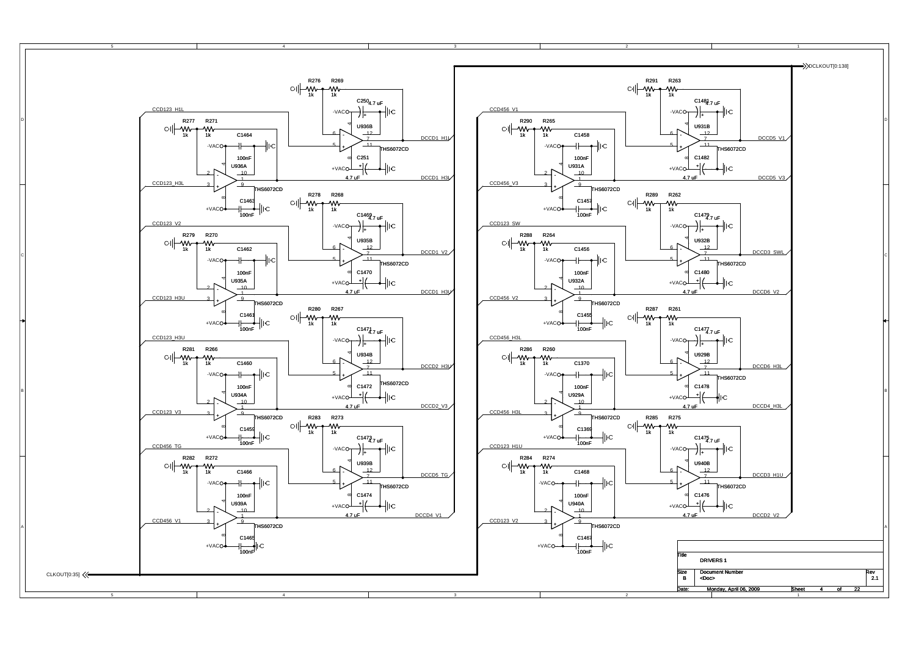CLKOUT[0:35]

DCLKOUT[0:138]

CCD123_H1L
CCD123_H3L
CCD123_V2
CCD123_H3U
CCD123_H3U
CCD123_V3
CCD456_TG
CCD456_V1

CCD456_V1
CCD456_V3
CCD123_SW
CCD456_V2
CCD456_H3L
CCD456_H3L
CCD123_H1U
CCD123_V2

DCCD1_H1L
DCCD1_H3L
DCCD1_V2
DCCD1_H3U
DCCD2_H3U
DCCD2_V3
DCCD5_TG
DCCD4_V1

DCCD5_V1
DCCD5_V3
DCCD3_SWL
DCCD6_V2
DCCD6_H3L
DCCD4_H3L
DCCD3_H1U
DCCD2_V2

| Title | | |
|---|---|---|
| DRIVERS 1 | | |
| Size | Document Number | Rev |
| B | <Doc> | 2.1 |
| Date: Monday, April 06, 2009 | Sheet 4 of 22 | |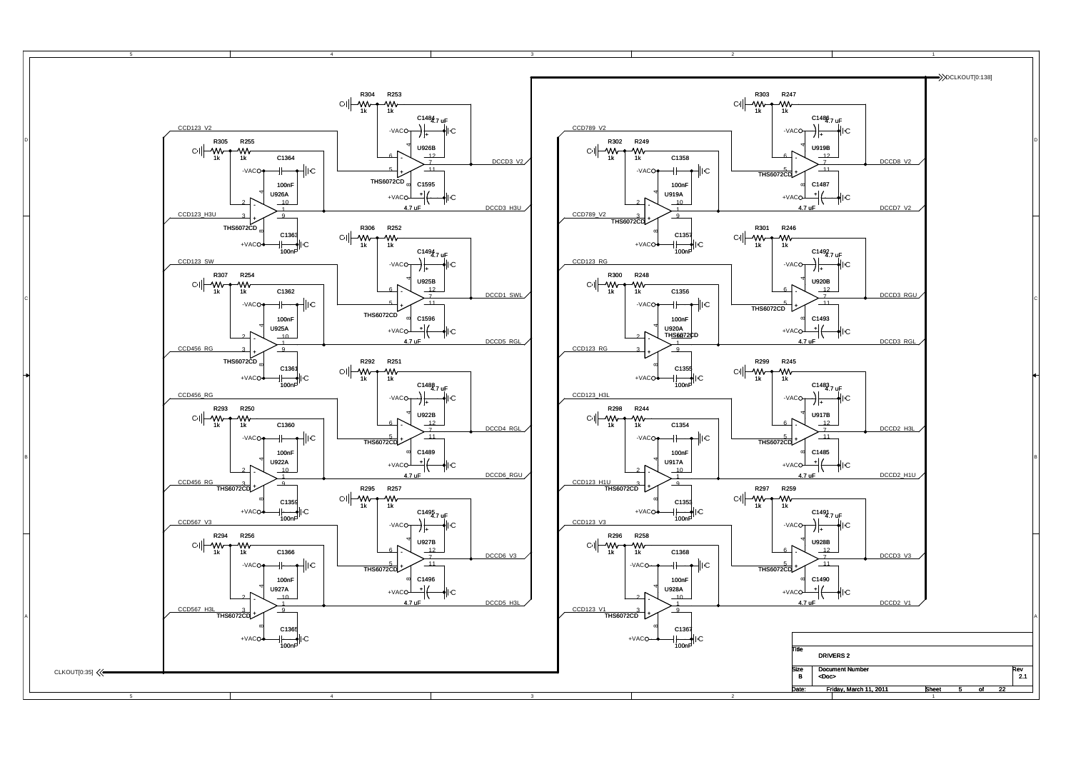# DRIVERS 2

| Title | DRIVERS 2 | |
|---|---|---|
| Size | Document Number | Rev |
| B | <Doc> | 2.1 |
| Date: | Friday, March 11, 2011 | Sheet 5 of 22 |

Signals: CLKOUT[0:35], DCLKOUT[0:138]

| Input | Amplifier | Resistors | Capacitors | Output |
|---|---|---|---|---|
| CCD123_V2 | U926B THS6072CD | R304 1k, R253 1k | C1484 4.7 uF, C1595 4.7 uF | DCCD3_V2 |
| CCD123_H3U | U926A THS6072CD | R305 1k, R255 1k | C1364 100nF, C1363 100nF | DCCD3_H3U |
| CCD123_SW | U925B THS6072CD | R306 1k, R252 1k | C1494 4.7 uF, C1596 4.7 uF | DCCD1_SWL |
| CCD456_RG | U925A THS6072CD | R307 1k, R254 1k | C1362 100nF, C1361 100nF | DCCD5_RGL |
| CCD456_RG | U922B THS6072CD | R292 1k, R251 1k | C1488 4.7 uF, C1489 4.7 uF | DCCD4_RGL |
| CCD456_RG | U922A THS6072CD | R293 1k, R250 1k | C1360 100nF, C1359 100nF | DCCD6_RGU |
| CCD567_V3 | U927B THS6072CD | R295 1k, R257 1k | C1495 4.7 uF, C1496 4.7 uF | DCCD6_V3 |
| CCD567_H3L | U927A THS6072CD | R294 1k, R256 1k | C1366 100nF, C1365 100nF | DCCD5_H3L |
| CCD789_V2 | U919B THS6072CD | R303 1k, R247 1k | C1486 4.7 uF, C1487 4.7 uF | DCCD8_V2 |
| CCD789_V2 | U919A THS6072CD | R302 1k, R249 1k | C1358 100nF, C1357 100nF | DCCD7_V2 |
| CCD123_RG | U920B THS6072CD | R301 1k, R246 1k | C1492 4.7 uF, C1493 4.7 uF | DCCD3_RGU |
| CCD123_RG | U920A THS6072CD | R300 1k, R248 1k | C1356 100nF, C1355 100nF | DCCD3_RGL |
| CCD123_H3L | U917B THS6072CD | R299 1k, R245 1k | C1483 4.7 uF, C1485 4.7 uF | DCCD2_H3L |
| CCD123_H1U | U917A THS6072CD | R298 1k, R244 1k | C1354 100nF, C1353 100nF | DCCD2_H1U |
| CCD123_V3 | U928B THS6072CD | R297 1k, R259 1k | C1491 4.7 uF, C1490 4.7 uF | DCCD3_V3 |
| CCD123_V1 | U928A THS6072CD | R296 1k, R258 1k | C1368 100nF, C1367 100nF | DCCD2_V1 |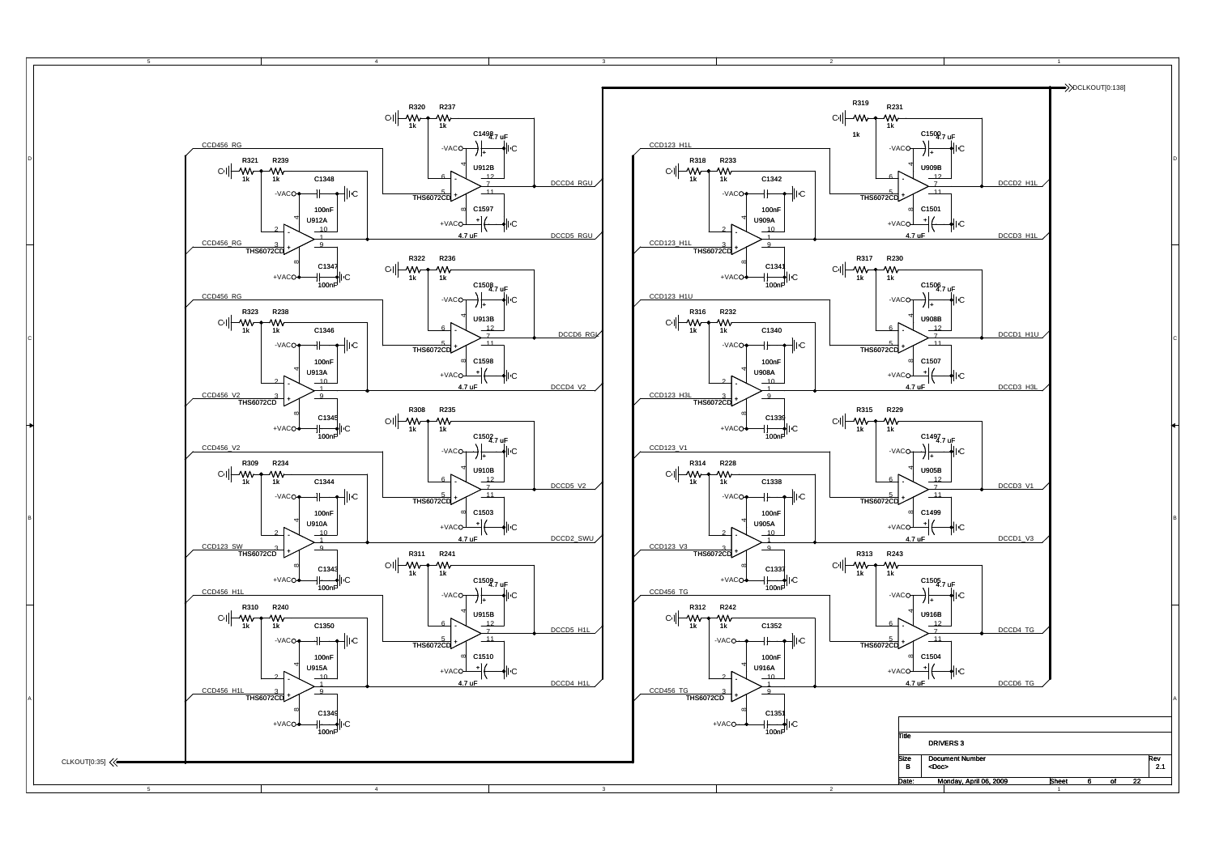DCLKOUT[0:138]

CLKOUT[0:35]

| Input net | Op-amp | Output net |
| --- | --- | --- |
| CCD456_RG | U912B | DCCD4_RGU |
| CCD456_RG | U912A | DCCD5_RGU |
| CCD456_RG | U913B | DCCD6_RGL |
| CCD456_V2 | U913A | DCCD4_V2 |
| CCD456_V2 | U910B | DCCD5_V2 |
| CCD123_SW | U910A | DCCD2_SWU |
| CCD456_H1L | U915B | DCCD5_H1L |
| CCD456_H1L | U915A | DCCD4_H1L |
| CCD123_H1L | U909B | DCCD2_H1L |
| CCD123_H1L | U909A | DCCD3_H1L |
| CCD123_H1U | U908B | DCCD1_H1U |
| CCD123_H3L | U908A | DCCD3_H3L |
| CCD123_V1 | U905B | DCCD3_V1 |
| CCD123_V3 | U905A | DCCD1_V3 |
| CCD456_TG | U916B | DCCD4_TG |
| CCD456_TG | U916A | DCCD6_TG |

Op-amps: THS6072CD

Resistors: R320, R237, R321, R239, R322, R236, R323, R238, R308, R235, R309, R234, R311, R241, R310, R240, R319, R231, R318, R233, R317, R230, R316, R232, R315, R229, R314, R228, R313, R243, R312, R242 — 1k

Capacitors (4.7 uF): C1498, C1597, C1508, C1598, C1502, C1503, C1509, C1510, C1500, C1501, C1506, C1507, C1497, C1499, C1505, C1504

Capacitors (100nF): C1348, C1347, C1346, C1345, C1344, C1343, C1350, C1349, C1342, C1341, C1340, C1339, C1338, C1337, C1352, C1351

Supplies: +VAC, -VAC

| Title | DRIVERS 3 | |
| --- | --- | --- |
| Size | Document Number | Rev |
| B | <Doc> | 2.1 |
| Date: Monday, April 06, 2009 | Sheet 6 of 22 | |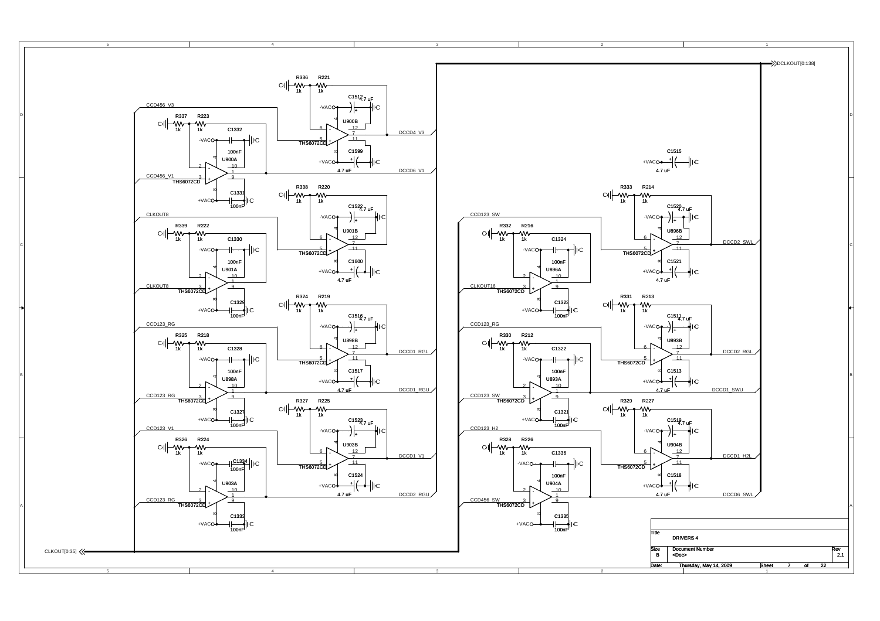DCLKOUT[0:138]

CLKOUT[0:35]

CCD456_V3 — R337 1k, R223 1k, C1332 100nF, U900A THS6072CD — CCD456_V1 — C1331 100nF

R336 1k, R221 1k, C1512 4.7 uF, U900B THS6072CD, C1599 4.7 uF — DCCD4_V3, DCCD6_V1

CLKOUT8 — R339 1k, R222 1k, C1330 100nF, U901A THS6072CD — CLKOUT8 — C1329 100nF

R338 1k, R220 1k, C1522 4.7 uF, U901B THS6072CD, C1600 4.7 uF

CCD123_RG — R325 1k, R218 1k, C1328 100nF, U898A THS6072CD — CCD123_RG — C1327 100nF

R324 1k, R219 1k, C1516 4.7 uF, U898B THS6072CD, C1517 4.7 uF — DCCD1_RGL, DCCD1_RGU

CCD123_V1 — R326 1k, R224 1k, C1334 100nF, U903A THS6072CD — CCD123_RG — C1333 100nF

R327 1k, R225 1k, C1523 4.7 uF, U903B THS6072CD, C1524 4.7 uF — DCCD1_V1, DCCD2_RGU

CCD123_SW — R332 1k, R216 1k, C1324 100nF, U896A THS6072CD — CLKOUT16 — C1323 100nF

R333 1k, R214 1k, C1520 4.7 uF, U896B THS6072CD, C1521 4.7 uF — DCCD2_SWL

C1515 4.7 uF

CCD123_RG — R330 1k, R212 1k, C1322 100nF, U893A THS6072CD — CCD123_SW — C1321 100nF

R331 1k, R213 1k, C1511 4.7 uF, U893B THS6072CD, C1513 4.7 uF — DCCD2_RGL, DCCD1_SWU

CCD123_H2 — R328 1k, R226 1k, C1336 100nF, U904A THS6072CD — CCD456_SW — C1335 100nF

R329 1k, R227 1k, C1519 4.7 uF, U904B THS6072CD, C1518 4.7 uF — DCCD1_H2L, DCCD6_SWL

| Title | DRIVERS 4 | |
|---|---|---|
| Size B | Document Number <Doc> | Rev 2.1 |
| Date: Thursday, May 14, 2009 | Sheet 7 of 22 | |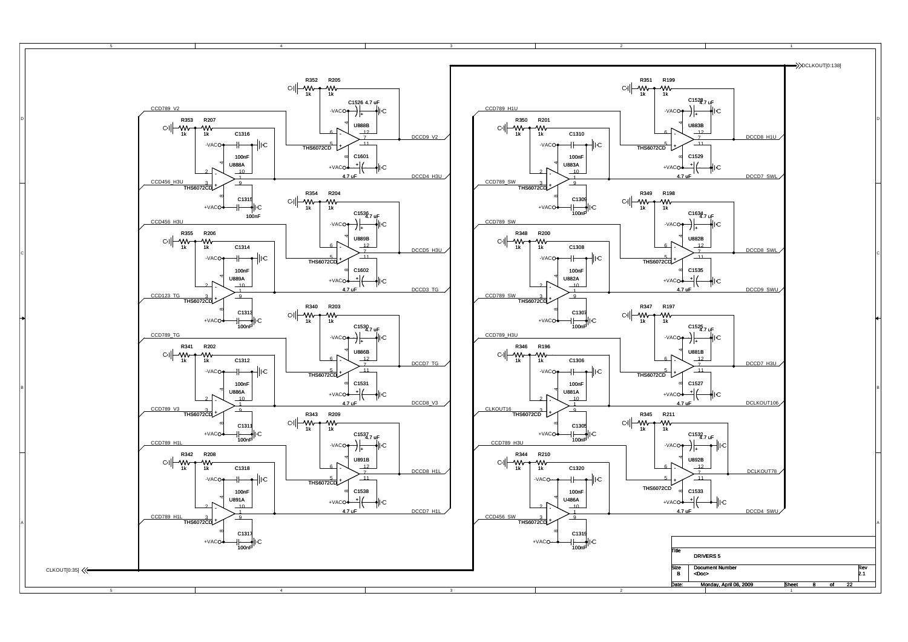DCLKOUT[0:138]

CLKOUT[0:35]

| Net (input) | Amplifier | Resistors | Capacitors | Output |
|---|---|---|---|---|
| CCD789_V2 | U888B THS6072CD | R352 1k, R205 1k | C1526 4.7 uF, C1601 4.7 uF | DCCD9_V2 |
| CCD456_H3U | U888A THS6072CD | R353 1k, R207 1k | C1316 100nF, C1315 100nF | DCCD4_H3U |
| CCD456_H3U | U889B THS6072CD | R354 1k, R204 1k | C1536 4.7 uF, C1602 4.7 uF | DCCD5_H3U |
| CCD123_TG | U889A THS6072CD | R355 1k, R206 1k | C1314 100nF, C1313 100nF | DCCD3_TG |
| CCD789_TG | U886B THS6072CD | R340 1k, R203 1k | C1530 4.7 uF, C1531 4.7 uF | DCCD7_TG |
| CCD789_V3 | U886A THS6072CD | R341 1k, R202 1k | C1312 100nF, C1311 100nF | DCCD8_V3 |
| CCD789_H1L | U891B THS6072CD | R343 1k, R209 1k | C1537 4.7 uF, C1538 4.7 uF | DCCD8_H1L |
| CCD789_H1L | U891A THS6072CD | R342 1k, R208 1k | C1318 100nF, C1317 100nF | DCCD7_H1L |
| CCD789_H1U | U883B THS6072CD | R351 1k, R199 1k | C1528 4.7 uF, C1529 4.7 uF | DCCD8_H1U |
| CCD789_SW | U883A THS6072CD | R350 1k, R201 1k | C1310 100nF, C1309 100nF | DCCD7_SWL |
| CCD789_SW | U882B THS6072CD | R349 1k, R198 1k | C1634 4.7 uF, C1535 4.7 uF | DCCD8_SWL |
| CCD789_SW | U882A THS6072CD | R348 1k, R200 1k | C1308 100nF, C1307 100nF | DCCD9_SWU |
| CCD789_H3U | U881B THS6072CD | R347 1k, R197 1k | C1525 4.7 uF, C1527 4.7 uF | DCCD7_H3U |
| CLKOUT16 | U881A THS6072CD | R346 1k, R196 1k | C1306 100nF, C1305 100nF | DCLKOUT106 |
| CCD789_H3U | U892B THS6072CD | R345 1k, R211 1k | C1532 4.7 uF, C1533 4.7 uF | DCLKOUT78 |
| CCD456_SW | U486A THS6072CD | R344 1k, R210 1k | C1320 100nF, C1319 100nF | DCCD4_SWU |

Supply labels: -VAC, +VAC

| Title | DRIVERS 5 | | |
|---|---|---|---|
| Size | Document Number | | Rev |
| B | <Doc> | | 2.1 |
| Date: | Monday, April 06, 2009 | Sheet 8 of 22 | |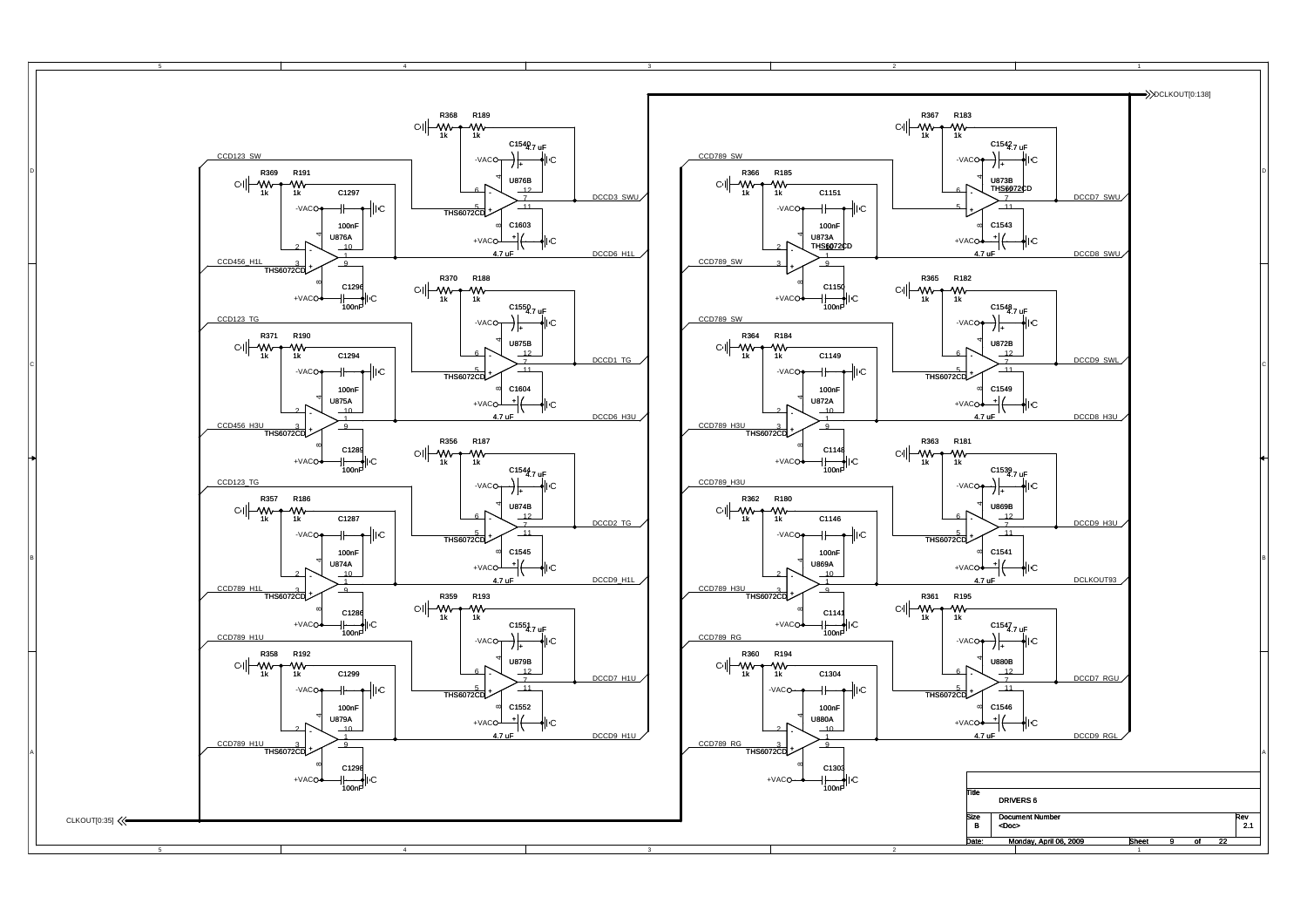DCLKOUT[0:138]

CLKOUT[0:35]

| Title | DRIVERS 6 | |
|---|---|---|
| Size | Document Number | Rev |
| B | <Doc> | 2.1 |
| Date: | Monday, April 06, 2009 | Sheet 9 of 22 |

**Net labels:**

CCD123_SW, CCD456_H1L, CCD123_TG, CCD456_H3U, CCD789_H1L, CCD789_H1U, CCD789_SW, CCD789_H3U, CCD789_RG

DCCD3_SWU, DCCD6_H1L, DCCD1_TG, DCCD6_H3U, DCCD2_TG, DCCD9_H1L, DCCD7_H1U, DCCD9_H1U, DCCD7_SWU, DCCD8_SWU, DCCD9_SWL, DCCD8_H3U, DCCD9_H3U, DCLKOUT93, DCCD7_RGU, DCCD9_RGL

**Components:**

U876A, U876B, U875A, U875B, U874A, U874B, U879A, U879B, U873A, U873B, U872A, U872B, U869A, U869B, U880A, U880B — THS6072CD

R368, R189, R369, R191, R370, R188, R371, R190, R356, R187, R357, R186, R359, R193, R358, R192, R367, R183, R366, R185, R365, R182, R364, R184, R363, R181, R362, R180, R361, R195, R360, R194 — 1k

C1540, C1603, C1550, C1604, C1544, C1545, C1551, C1552, C1542, C1543, C1548, C1549, C1539, C1541, C1547, C1546 — 4.7 uF

C1297, C1296, C1294, C1289, C1287, C1286, C1299, C1298, C1151, C1150, C1149, C1148, C1146, C1141, C1304, C1303 — 100nF

+VAC, -VAC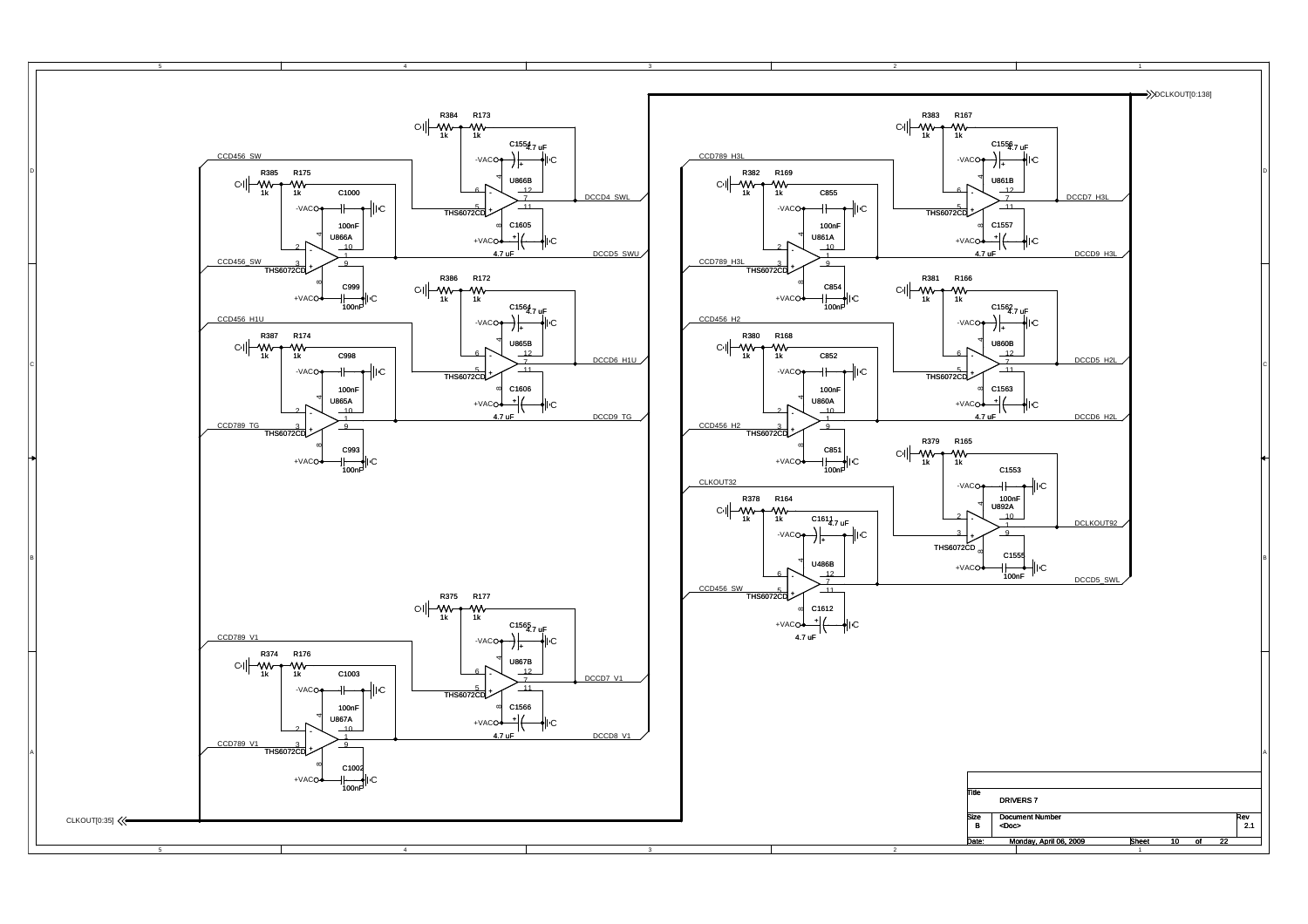DCLKOUT[0:138]

CLKOUT[0:35]

| R384 | R173 | C1554 | U866B |
|---|---|---|---|
| 1k | 1k | 4.7 uF | THS6072CD |

CCD456_SW — R385 1k, R175 1k, C1000 100nF, U866A THS6072CD, C999 100nF — DCCD5_SWU

CCD456_SW — U866B, C1605 4.7 uF — DCCD4_SWL

CCD456_H1U — R386 1k, R172 1k, C1564 4.7 uF, U865B THS6072CD, C1606 4.7 uF — DCCD6_H1U

CCD789_TG — R387 1k, R174 1k, C998 100nF, U865A THS6072CD, C993 100nF — DCCD9_TG

CCD789_V1 — R375 1k, R177 1k, C1565 4.7 uF, U867B THS6072CD, C1566 4.7 uF — DCCD7_V1

CCD789_V1 — R374 1k, R176 1k, C1003 100nF, U867A THS6072CD, C1002 100nF — DCCD8_V1

CCD789_H3L — R383 1k, R167 1k, C1556 4.7 uF, U861B THS6072CD, C1557 4.7 uF — DCCD7_H3L

CCD789_H3L — R382 1k, R169 1k, C855 100nF, U861A THS6072CD, C854 100nF — DCCD9_H3L

CCD456_H2 — R381 1k, R166 1k, C1562 4.7 uF, U860B THS6072CD, C1563 4.7 uF — DCCD5_H2L

CCD456_H2 — R380 1k, R168 1k, C852 100nF, U860A THS6072CD, C851 100nF — DCCD6_H2L

CLKOUT32 — R379 1k, R165 1k, C1553 100nF, U892A THS6072CD, C1555 100nF — DCLKOUT92

CCD456_SW — R378 1k, R164 1k, C1611 4.7 uF, U486B THS6072CD, C1612 4.7 uF — DCCD5_SWL

| Title | DRIVERS 7 | |
|---|---|---|
| Size | Document Number | Rev |
| B | <Doc> | 2.1 |
| Date: | Monday, April 06, 2009 | Sheet 10 of 22 |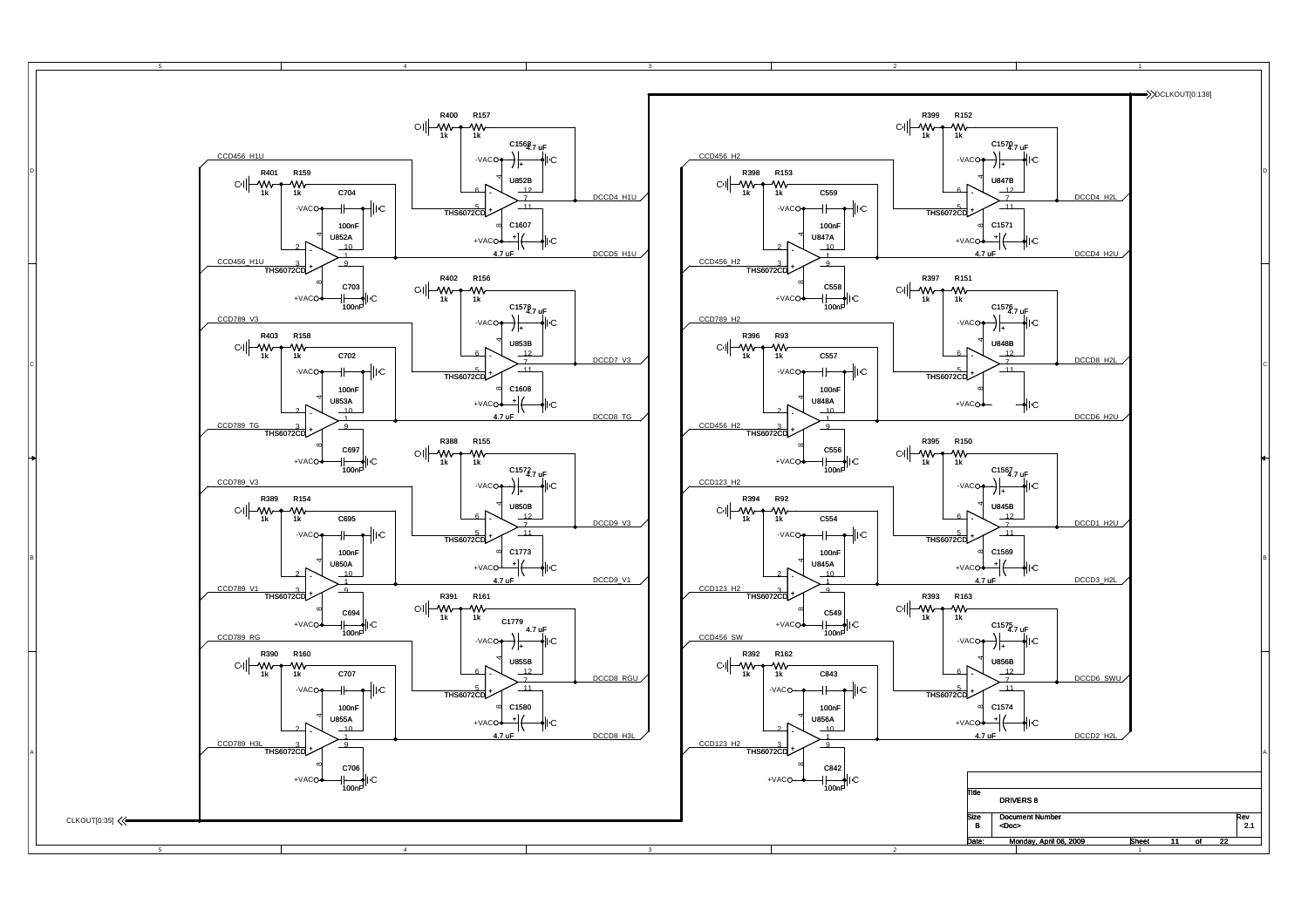DCLKOUT[0:138]

CLKOUT[0:35]

| Input | Driver | Output |
| --- | --- | --- |
| CCD456_H1U | U852B / U852A (THS6072CD) | DCCD4_H1U / DCCD5_H1U |
| CCD789_V3 / CCD789_TG | U853B / U853A (THS6072CD) | DCCD7_V3 / DCCD8_TG |
| CCD789_V3 / CCD789_V1 | U850B / U850A (THS6072CD) | DCCD9_V3 / DCCD9_V1 |
| CCD789_RG / CCD789_H3L | U855B / U855A (THS6072CD) | DCCD8_RGU / DCCD8_H3L |
| CCD456_H2 | U847B / U847A (THS6072CD) | DCCD4_H2L / DCCD4_H2U |
| CCD789_H2 / CCD456_H2 | U848B / U848A (THS6072CD) | DCCD8_H2L / DCCD6_H2U |
| CCD123_H2 | U845B / U845A (THS6072CD) | DCCD1_H2U / DCCD3_H2L |
| CCD456_SW / CCD123_H2 | U856B / U856A (THS6072CD) | DCCD6_SWU / DCCD2_H2L |

Resistors (1k): R400, R157, R401, R159, R402, R156, R403, R158, R388, R155, R389, R154, R391, R161, R390, R160, R399, R152, R398, R153, R397, R151, R396, R93, R395, R150, R394, R92, R393, R163, R392, R162

Capacitors (4.7 uF): C1568, C1607, C1578, C1608, C1572, C1773, C1779, C1580, C1570, C1571, C1576, C1567, C1569, C1575, C1574

Capacitors (100nF): C704, C703, C702, C697, C695, C694, C707, C706, C559, C558, C557, C556, C554, C549, C843, C842

Supplies: -VAC, +VAC

| | | |
| --- | --- | --- |
| Title | DRIVERS 8 | |
| Size: B | Document Number: <Doc> | Rev: 2.1 |
| Date: Monday, April 06, 2009 | Sheet 11 of 22 | |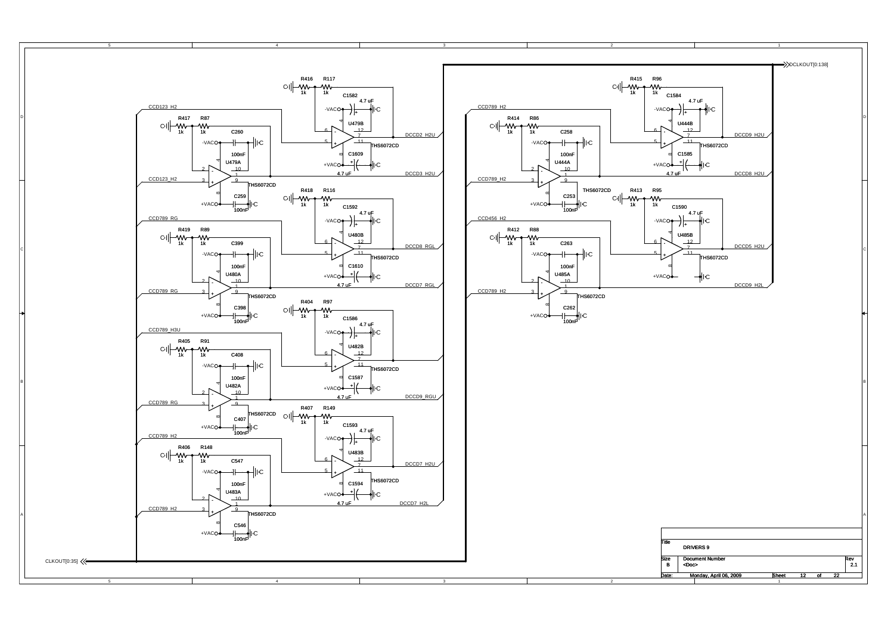# DRIVERS 9

**Title:** DRIVERS 9

| Size | Document Number | Rev |
|---|---|---|
| B | <Doc> | 2.1 |

Date: Monday, April 06, 2009 — Sheet 12 of 22

Signals: CLKOUT[0:35], DCLKOUT[0:138]

Inputs: CCD123_H2, CCD789_RG, CCD789_H3U, CCD789_H2, CCD456_H2

Outputs: DCCD2_H2U, DCCD3_H2U, DCCD8_RGL, DCCD7_RGL, DCCD9_RGU, DCCD7_H2U, DCCD7_H2L, DCCD9_H2U, DCCD8_H2U, DCCD5_H2U, DCCD9_H2L

Op amps (THS6072CD): U479A, U479B, U480A, U480B, U482A, U482B, U483A, U483B, U444A, U444B, U485A, U485B

Resistors (1k): R416, R117, R417, R87, R418, R116, R419, R89, R404, R97, R405, R91, R407, R149, R406, R148, R415, R96, R414, R86, R413, R95, R412, R88

Capacitors (4.7 uF): C1582, C1609, C1592, C1610, C1586, C1587, C1593, C1594, C1584, C1585, C1590

Capacitors (100nF): C260, C259, C399, C398, C408, C407, C547, C546, C258, C253, C263, C262

Supplies: +VAC, -VAC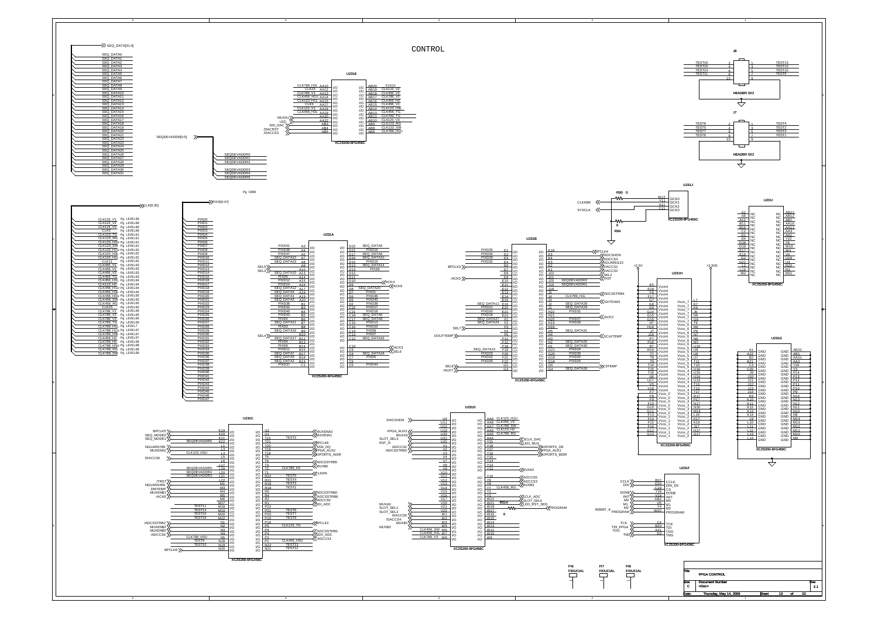# CONTROL

## U231E (XC2S200-6FG456C)

| Net | Pin | | Pin | Net |
|---|---|---|---|---|
| CLK789_H3L | AA10 | I/O I/O | AB20 | CLK11 |
| CLK23 | AA12 | I/O I/O | AB19 | CLK123_V2 |
| CLK789_V1 | AA13 | I/O I/O | AB18 | CLK456_V2 |
| CLK456_H1U | AA14 | I/O I/O | AB17 | CLK789_V2 |
| CLK123_H1L | AA15 | I/O I/O | AB16 | CLK456_H2 |
| CLK3 | AA17 | I/O I/O | AB15 | CLK456_V1 |
| CLK123_V1 | AA18 | I/O I/O | AB14 | CLK123_H3L |
| CLK456_H3L | AA19 | I/O I/O | AB13 | CLK456_TG |
| MUXA1 | AA20 | I/O I/O | AB11 | CLK789_TG |
| LED | AA22 | I/O I/O | AB10 | CLK123_V3 |
| SDI_DAC | AB3 | I/O I/O | AB9 | CLK123_RG |
| /DACRST | AB4 | I/O I/O | AB8 | CLK123_SW |
| /DACCS3 | AB5 | I/O I/O | AB6 | CLK789_H1U |

## J8 (HEADER 5X2)

| Net | Pin | Pin | Net |
|---|---|---|---|
| TEST16 | 2 | 1 | TEST13 |
| TEST15 | 4 | 3 | TEST12 |
| TEST14 | 6 | 5 | TEST10 |
| TEST11 | 8 | 7 | TEST9 |
| | 10 | 9 | |

## J7 (HEADER 5X2)

| Net | Pin | Pin | Net |
|---|---|---|---|
| TEST8 | 2 | 1 | TEST4 |
| TEST5 | 4 | 3 | TEST2 |
| TEST7 | 6 | 5 | TEST3 |
| TEST6 | 8 | 7 | TEST1 |
| | 10 | 9 | |

## Buses

SEQ_DATA[31:0]: SEQ_DATA0 – SEQ_DATA31

SEQDEVADDR[0:5]: SEQDEVADDR0, SEQDEVADDR1, SEQDEVADDR2, SEQDEVADDR3, SEQDEVADDR4, SEQDEVADDR5

PIXD[0:47]: PIXD0 – PIXD47

CLK[0:35]:

| Net | Label |
|---|---|
| CLK123_V1 | LEVEL00 |
| CLK123_V2 | LEVEL00 |
| CLK123_V3 | LEVEL00 |
| CLK3 | LEVEL00 |
| CLK123_TG | LEVEL01 |
| CLK123_RG | LEVEL01 |
| CLK123_SW | LEVEL01 |
| CLK123_H1U | LEVEL01 |
| CLK123_H1L | LEVEL02 |
| CLK123_H3L | LEVEL02 |
| CLK11 | LEVEL02 |
| CLK456_V1 | LEVEL03 |
| CLK456_V2 | LEVEL03 |
| CLK456_V3 | LEVEL03 |
| CLK456_TG | LEVEL03 |
| CLK456_H1L | LEVEL04 |
| CLK456_H2 | LEVEL04 |
| CLK456_H1U | LEVEL04 |
| CLK456_H3L | LEVEL04 |
| CLK456_SW | LEVEL05 |
| CLK456_RG | LEVEL05 |
| CLK23 | LEVEL05 |
| CLK789_V1 | LEVEL06 |
| CLK789_V2 | LEVEL06 |
| CLK789_V3 | LEVEL06 |
| CLK789_TG | LEVEL06 |
| CLK789_H1L | LEVEL7 |
| CLK789_H1U | LEVEL07 |
| CLK789_H2 | LEVEL07 |
| CLK456_H2 | LEVEL07 |
| CLK789_H3L | LEVEL08 |
| CLK789_H3U | LEVEL08 |
| CLK789_RG | LEVEL08 |
| CLK789_SW | LEVEL08 |

Pg_CON0

## U231A (XC2S200-6FG456C)

| Net | Pin | | Pin | Net |
|---|---|---|---|---|
| PIXD41 | A3 | I/O I/O | D22 | SEQ_DATA0 |
| PIXD39 | A4 | I/O I/O | D21 | PIXD16 |
| PIXD47 | A5 | I/O I/O | D17 | SEQ_DATA8 |
| SEQ_DATA12 | A7 | I/O I/O | D16 | SEQ_DATA10 |
| SEQ_DATA22 | A8 | I/O I/O | D15 | PIXD15 |
| SEL5 | A9 | I/O I/O | D14 | SEQ_DATA14 |
| SEL3 | A10 | I/O I/O | D13 | PIXD6 |
| SEQ_DATA15 | A13 | I/O I/O | D12 | |
| PIXD5 | A14 | I/O I/O | D11 | |
| PIXD12 | A15 | I/O I/O | D10 | ACK4 |
| PIXD14 | A16 | I/O I/O | D9 | ACK6 |
| SEQ_DATA2 | A17 | I/O I/O | D8 | SEQ_DATA20 |
| SEQ_DATA4 | A18 | I/O I/O | D7 | PIXD1 |
| SEQ_DATA1 | A19 | I/O I/O | D6 | PIXD46 |
| SEQ_DATA3 | A20 | I/O I/O | D5 | PIXD45 |
| PIXD36 | B1 | I/O I/O | E2 | PIXD38 |
| PIXD42 | B3 | I/O I/O | C22 | PIXD17 |
| PIXD40 | B4 | I/O I/O | C21 | PIXD18 |
| PIXD43 | B5 | I/O I/O | C18 | SEQ_DATA6 |
| PIXD2 | B6 | I/O I/O | C17 | SEQ_DATA8 |
| SEQ_DATA21 | B7 | I/O I/O | C16 | PIXD13 |
| PIXD3 | B8 | I/O I/O | C15 | PIXD20 |
| SEQ_DATA19 | B9 | I/O I/O | C14 | PIXD8 |
| SEL4 | B10 | I/O I/O | C13 | PIXD7 |
| SEQ_DATA17 | B12 | I/O I/O | C12 | SEQ_DATA16 |
| PIXD4 | B13 | I/O I/O | | |
| PIXD9 | B14 | I/O I/O | C10 | ACK3 |
| PIXD11 | B15 | I/O I/O | C9 | SEL6 |
| SEQ_DATA7 | B17 | I/O I/O | C8 | SEQ_DATA18 |
| SEQ_DATA5 | B18 | I/O I/O | C7 | PIXD0 |
| SEQ_DATA2 | B19 | I/O I/O | C2 | |
| PIXD37 | C1 | I/O I/O | C5 | PIXD44 |

## U231B (XC2S200-6FG456C)

| Net | Pin | | Pin | Net |
|---|---|---|---|---|
| PIXD35 | E1 | I/O I/O | K18 | PCLK4 |
| PIXD34 | E2 | I/O I/O | K5 | ADCSHDN |
| PIXD33 | E3 | I/O I/O | K4 | ADCCS4 |
| PIXD32 | E4 | I/O I/O | K3 | NGUARD123 |
| BPCLK3 | E6 | I/O I/O | K2 | /DACCS1 |
| | E7 | I/O I/O | K1 | /DACCS2 |
| /ACK5 | E8 | I/O I/O | J22 | SEL2 |
| | E10 | I/O I/O | J21 | RST |
| | E11 | I/O I/O | J20 | SEQDEVADDR2 |
| | E12 | I/O I/O | J19 | SEQDEVADDR1 |
| | E13 | I/O I/O | J18 | |
| | E14 | I/O I/O | J5 | ADCSSTRB4 |
| | E15 | I/O I/O | J4 | CLK789_H1L |
| SEQ_DATA11 | E16 | I/O I/O | J3 | SHTOWN |
| PIXD21 | E20 | I/O I/O | J2 | SEQ_DATA28 |
| PIXD20 | E21 | I/O I/O | J1 | SEQ_DATA29 |
| PIXD19 | E22 | I/O I/O | H22 | PIXD31 |
| SEQ_DATA27 | F1 | I/O I/O | H21 | ACK2 |
| SEQ_DATA24 | F2 | I/O I/O | H20 | PIXD27 |
| | F3 | I/O I/O | H19 | PIXD28 |
| SEL7 | F4 | I/O I/O | H18 | |
| | F5 | I/O I/O | H5 | SEQ_DATA31 |
| DOUTTEMP | F11 | I/O I/O | H4 | SCLKTEMP |
| | F12 | I/O I/O | H3 | |
| | F17 | I/O I/O | H2 | SEQ_DATA25 |
| | F18 | I/O I/O | H1 | SEQ_DATA30 |
| SEQ_DATA13 | F19 | I/O I/O | G21 | PIXD26 |
| PIXD22 | F20 | I/O I/O | G20 | PIXD30 |
| PIXD23 | F21 | I/O I/O | G19 | PIXD24 |
| PIXD25 | F22 | I/O I/O | G18 | PIXD25 |
| SEL8 | G1 | I/O I/O | G5 | STEMP |
| /ACK7 | G3 | I/O I/O | G4 | SEQ_DATA26 |

## U231J (XC2S200-6FG456C)

R90 0, R94 0

| Net | Pin | Function |
|---|---|---|
| | W12 | GCK0 |
| CLK40M | Y11 | GCK1 |
| SYSCLK | A11 | GCK2 |
| | C11 | GCK3 |

## U231I (XC2S200-6FG456C)

| Pin | | | Pin |
|---|---|---|---|
| A2 | NC | NC | AB21 |
| A6 | NC | NC | AB12 |
| A12 | NC | NC | AB7 |
| B11 | NC | NC | AA16 |
| B16 | NC | NC | AA11 |
| C2 | NC | NC | AA3 |
| D1 | NC | NC | AA1 |
| D4 | NC | NC | Y22 |
| D18 | NC | NC | Y5 |
| D19 | NC | NC | W19 |
| E17 | NC | NC | W4 |
| E19 | NC | NC | V6 |
| G2 | NC | NC | U18 |
| G22 | NC | NC | U5 |
| L3 | NC | NC | R20 |
| L19 | NC | NC | R3 |
| M2 | NC | NC | M21 |

## U231H (XC2S200-6FG456C)

+2.5V (Vccint), +3.3VD (Vcco)

| Pin | | | Pin |
|---|---|---|---|
| E5 | Vccint | Vcco_7 | L7 |
| E18 | Vccint | Vcco_7 | K7 |
| F6 | Vccint | Vcco_7 | J6 |
| F17 | Vccint | Vcco_7 | G6 |
| G7 | Vccint | Vcco_7 | J7 |
| G8 | Vccint | Vcco_7 | H6 |
| G9 | Vccint | Vcco_6 | G6 |
| G14 | Vccint | Vcco_6 | T6 |
| G15 | Vccint | Vcco_6 | R6 |
| G16 | Vccint | Vcco_6 | P6 |
| H7 | Vccint | Vcco_6 | N7 |
| H16 | Vccint | Vcco_6 | N6 |
| J7 | Vccint | Vcco_6 | M7 |
| J16 | Vccint | Vcco_5 | U10 |
| P7 | Vccint | Vcco_5 | U9 |
| P16 | Vccint | Vcco_5 | U8 |
| R7 | Vccint | Vcco_5 | U7 |
| R16 | Vccint | Vcco_5 | T11 |
| T7 | Vccint | Vcco_5 | T10 |
| T8 | Vccint | Vcco_4 | U16 |
| T9 | Vccint | Vcco_4 | U15 |
| T14 | Vccint | Vcco_4 | U14 |
| T15 | Vccint | Vcco_4 | U13 |
| T16 | Vccint | Vcco_4 | T13 |
| U6 | Vccint | Vcco_4 | T12 |
| U17 | Vccint | Vcco_3 | R17 |
| V5 | Vccint | Vcco_3 | P17 |
| V18 | Vccint | Vcco_3 | N17 |
| F7 | Vcco_0 | Vcco_3 | N16 |
| F8 | Vcco_0 | Vcco_3 | M16 |
| F9 | Vcco_0 | Vcco_3 | L16 |
| F10 | Vcco_0 | Vcco_2 | K17 |
| G10 | Vcco_0 | Vcco_2 | K16 |
| G11 | Vcco_0 | Vcco_2 | J17 |
| F13 | Vcco_1 | Vcco_2 | H17 |
| F14 | Vcco_1 | Vcco_2 | G17 |
| F15 | Vcco_1 | | |
| F16 | Vcco_1 | | |
| G12 | Vcco_1 | | |
| G13 | Vcco_1 | | |

## U231G (XC2S200-6FG456C)

| Pin | | | Pin |
|---|---|---|---|
| A1 | GND | GND | AB22 |
| A22 | GND | GND | AB1 |
| B2 | GND | GND | AA21 |
| B21 | GND | GND | AA2 |
| C3 | GND | GND | Y20 |
| C20 | GND | GND | Y3 |
| J9 | GND | GND | P14 |
| J10 | GND | GND | P13 |
| J11 | GND | GND | P12 |
| J12 | GND | GND | P11 |
| J13 | GND | GND | P10 |
| J14 | GND | GND | P9 |
| K9 | GND | GND | N14 |
| K10 | GND | GND | N13 |
| K11 | GND | GND | N12 |
| K12 | GND | GND | N11 |
| K13 | GND | GND | N10 |
| K14 | GND | GND | N9 |
| L9 | GND | GND | M14 |
| L10 | GND | GND | M13 |
| L11 | GND | GND | M12 |
| L12 | GND | GND | M11 |
| L13 | GND | GND | M10 |
| L14 | GND | GND | M9 |

## U231C (XC2S200-6FG456C)

| Net | Pin | | Pin | Net |
|---|---|---|---|---|
| BPCLK5 | K19 | I/O I/O | U2 | MUXENA0 |
| SEQ_MODE0 | K20 | I/O I/O | U1 | MUXENA1 |
| SEQ_MODE1 | K21 | I/O I/O | T22 | TEST2 |
| SEQDEVADDR0 | K22 | I/O I/O | T21 | |
| NGUARD789 | L1 | I/O I/O | T20 | BPCLK6 |
| MUXENA2 | L3 | I/O I/O | T19 | SSN_DQ |
| CLK123_H3U | L4 | I/O I/O | T18 | FPGA_AUX2 |
| /DACCS0 | L5 | I/O I/O | T5 | OPORTS_ADIR |
| | L6 | I/O I/O | T4 | ADCSSTRB5 |
| | L17 | I/O I/O | T3 | MUXB0 |
| SEQDEVADDR5 | L18 | I/O I/O | T2 | CLK789_H2 |
| SEQDEVADDR4 | L20 | I/O I/O | T1 | CLKEN |
| SEQDEVADDR3 | L21 | I/O I/O | R22 | TEST5 |
| | L22 | I/O I/O | R21 | TEST4 |
| /TRST | M1 | I/O I/O | R19 | TEST3 |
| NGUARD456 | M3 | I/O I/O | R18 | TEST1 |
| DINTEMP | M4 | I/O I/O | R5 | |
| MUXENB3 | M5 | I/O I/O | R4 | ADCSSTRB0 |
| /ACK8 | M6 | I/O I/O | R2 | ADCSSTRB6 |
| | M17 | I/O I/O | R1 | ADCCS0 |
| TEST11 | M18 | I/O I/O | P22 | SDI_ADC |
| TEST14 | M19 | I/O I/O | P21 | TEST8 |
| TEST15 | M20 | I/O I/O | P20 | TEST7 |
| TEST16 | M22 | I/O I/O | P19 | TEST6 |
| /ADCSSTRB2 | N1 | I/O I/O | P18 | BPCLK2 |
| MUXENB2 | N2 | I/O I/O | P5 | CLK123_TG |
| MUXENB0 | N3 | I/O I/O | P4 | ADCSSTRB1 |
| /DACCS6 | N4 | I/O I/O | P3 | SDO_ADC |
| CLK789_H3U | N5 | I/O I/O | P2 | ADCCS1 |
| TEST9 | N18 | I/O I/O | P1 | CLK456_H3U |
| TEST10 | N19 | I/O I/O | N22 | TEST13 |
| BPCLK8 | N20 | I/O I/O | N21 | TEST12 |

## U231D (XC2S200-6FG456C)

| Net | Pin | | Pin | Net |
|---|---|---|---|---|
| /DACSHDN | U4 | I/O I/O | AA9 | CLK123_H3U |
| | U21 | I/O I/O | AA8 | CLK456_V3 |
| | U22 | I/O I/O | AA7 | CLK789_SW |
| FPGA_AUX3 | U19 | I/O I/O | AA6 | CLK123_H2 |
| MUXA3 | U20 | I/O I/O | AA5 | CLK789_RG |
| SLOT_SEL3 | U21 | I/O I/O | AA4 | SCLK_DAC |
| RST_N | V1 | I/O I/O | Y22 | LED_MUX |
| /ADCCS2 | V2 | I/O I/O | Y18 | OPORTS_OE |
| /ADCSSTRB3 | V3 | I/O I/O | Y17 | FPGA_AUX1 |
| | V4 | I/O I/O | Y16 | OPORTS_BDIR |
| | V7 | I/O I/O | Y15 | |
| | V8 | I/O I/O | Y14 | |
| | V9 | I/O I/O | Y13 | |
| | V10 | I/O I/O | Y12 | MUXA2 |
| | V11 | I/O I/O | | |
| | V12 | I/O I/O | Y10 | ADCCS5 |
| | V13 | I/O I/O | Y9 | ADCCS3 |
| | V14 | I/O I/O | Y8 | MUXB3 |
| | V15 | I/O I/O | Y7 | CLK456_RG |
| | V16 | I/O I/O | Y2 | |
| | V17 | I/O I/O | Y1 | SCLK_ADC |
| MUXA0 | V20 | I/O I/O | W22 | SLOT_SEL0 |
| SLOT_SEL1 | V21 | I/O I/O | W21 | LED_RST_SEQ |
| SLOT_SEL2 | V22 | I/O I/O | W18 | R514 0 — PROGRAM |
| /DACCS5 | W1 | I/O I/O | W17 | |
| /DACCS4 | W2 | I/O I/O | W16 | |
| MUXB1 | W3 | I/O I/O | W15 | |
| MUXB2 | W5 | I/O I/O | W14 | |
| CLK456_SW | W6 | I/O I/O | W13 | |
| CLK456_H1L | W7 | I/O I/O | W11 | |
| CLK789_V3 | W8 | I/O I/O | W10 | |
| | | | W9 | |

## U231F (XC2S200-6FG456C)

| Net | Pin | Function |
|---|---|---|
| CCLK | B22 | CCLK |
| DIN | D20 | DIN_D0 |
| | C19 | CS |
| DONE | Y19 | DONE |
| INIT | AB2 | INIT |
| M0 | U5 | M0 |
| M1 | Y4 | M1 |
| M2 (RE800T_N) | W20 | M2 |
| PROGRAM | | PROGRAM |
| TCK | C4 | TCK |
| TDI_FPGA | B20 | TDI |
| TDO | A21 | TDO |
| TMS | D3 | TMS |

F16 FIDUCIAL, F17 FIDUCIAL, F18 FIDUCIAL

| Title | FPGA CONTROL | | |
|---|---|---|---|
| Size | Document Number | | Rev |
| C | <Doc> | | 2.1 |
| Date: | Thursday, May 14, 2009 | Sheet 13 of 22 | |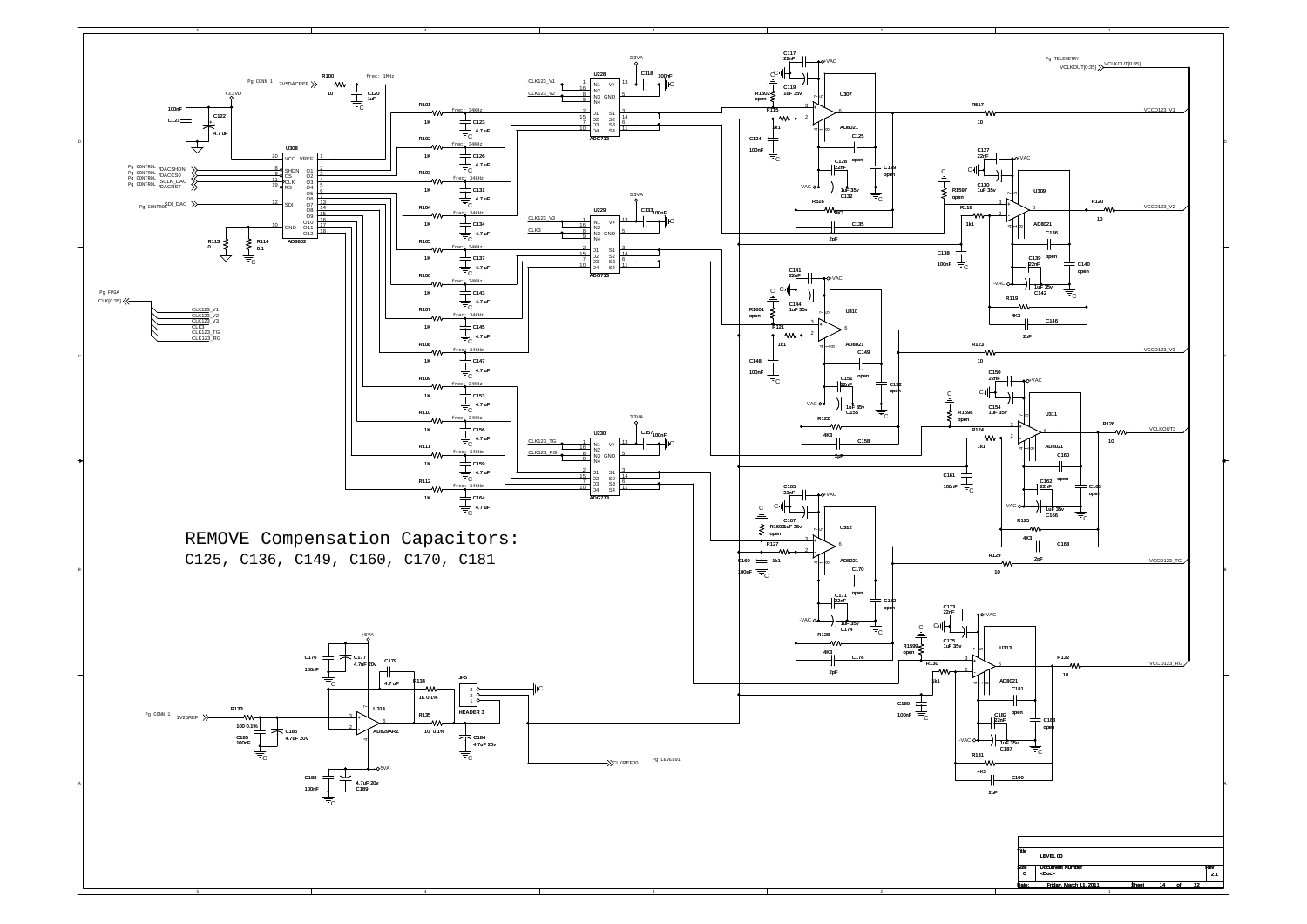REMOVE Compensation Capacitors:

C125, C136, C149, C160, C170, C181

| Title | LEVEL 00 | | |
|---|---|---|---|
| Size | Document Number | | Rev |
| C | <Doc> | | 2.1 |
| Date: | Friday, March 11, 2011 | Sheet 14 of 22 | |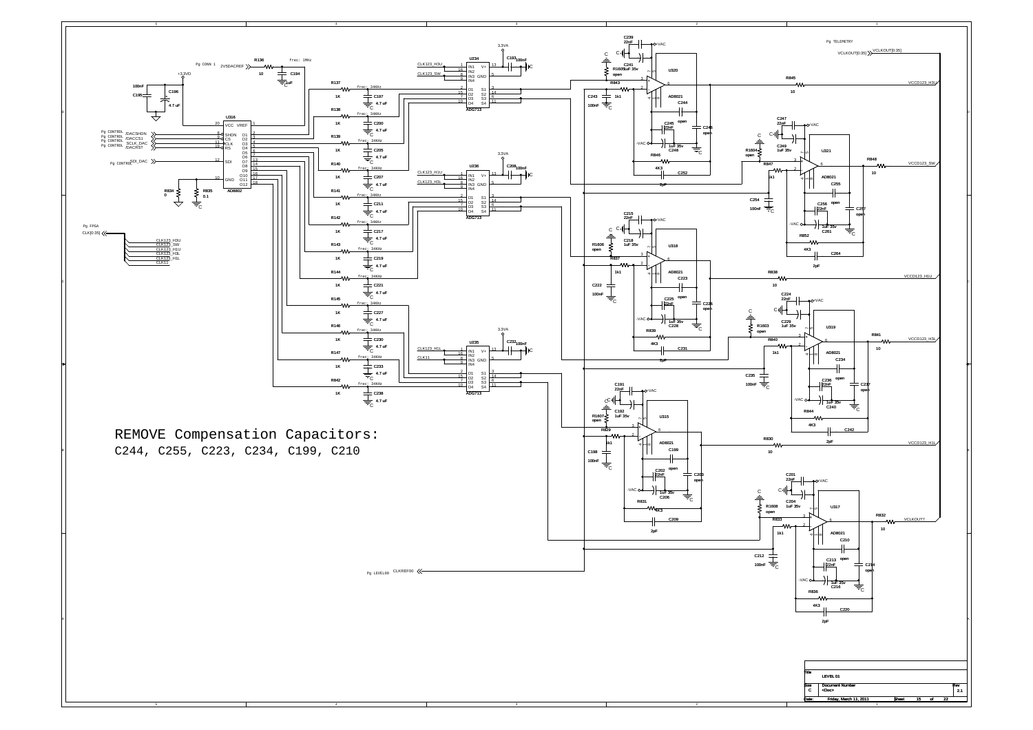REMOVE Compensation Capacitors:
C244, C255, C223, C234, C199, C210

| Title | LEVEL 01 | | |
|---|---|---|---|
| Size | Document Number | | Rev |
| C | <Doc> | | 2.1 |
| Date: | Friday, March 11, 2011 | Sheet 15 of 22 | |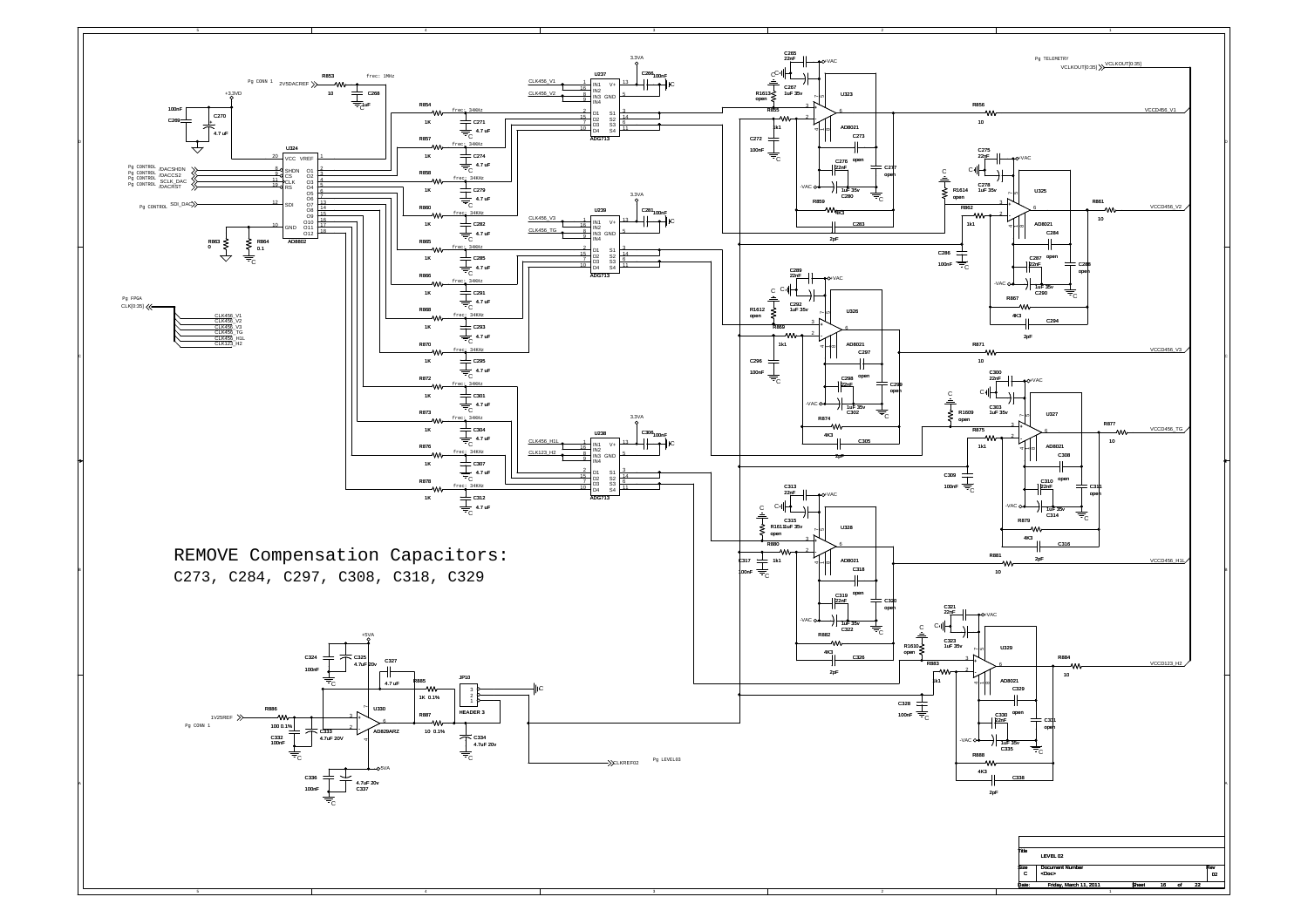REMOVE Compensation Capacitors:
C273, C284, C297, C308, C318, C329

| Title | LEVEL 02 | | |
|---|---|---|---|
| Size | Document Number | | Rev |
| C | <Doc> | | 02 |
| Date: | Friday, March 11, 2011 | Sheet 16 of 22 | |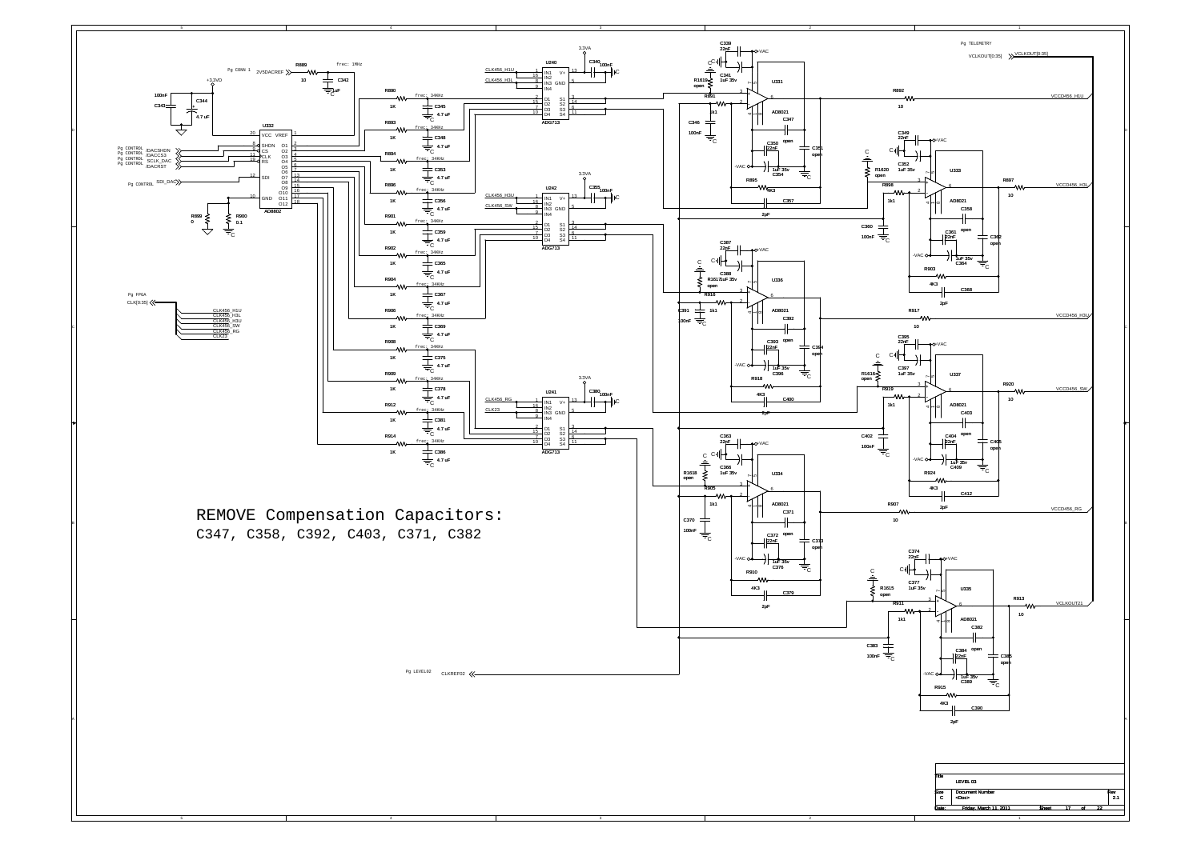REMOVE Compensation Capacitors:
C347, C358, C392, C403, C371, C382

| Title | LEVEL 03 | |
|---|---|---|
| Size C | Document Number <Doc> | Rev 2.1 |
| Date: Friday, March 11, 2011 | Sheet 17 of 22 | |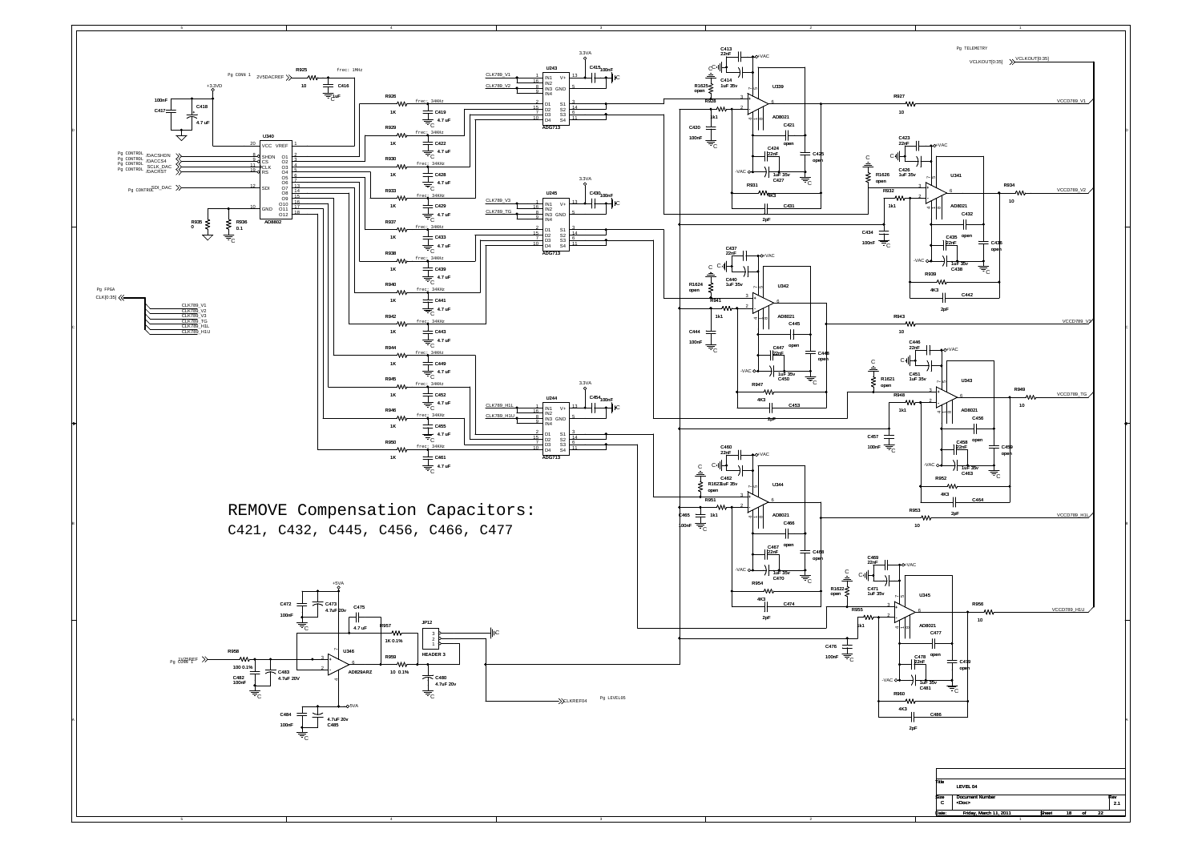REMOVE Compensation Capacitors:

C421, C432, C445, C456, C466, C477

| Title | LEVEL 04 | |
|---|---|---|
| Size | Document Number | Rev |
| C | <Doc> | 2.1 |
| Date: | Friday, March 11, 2011 | Sheet 18 of 22 |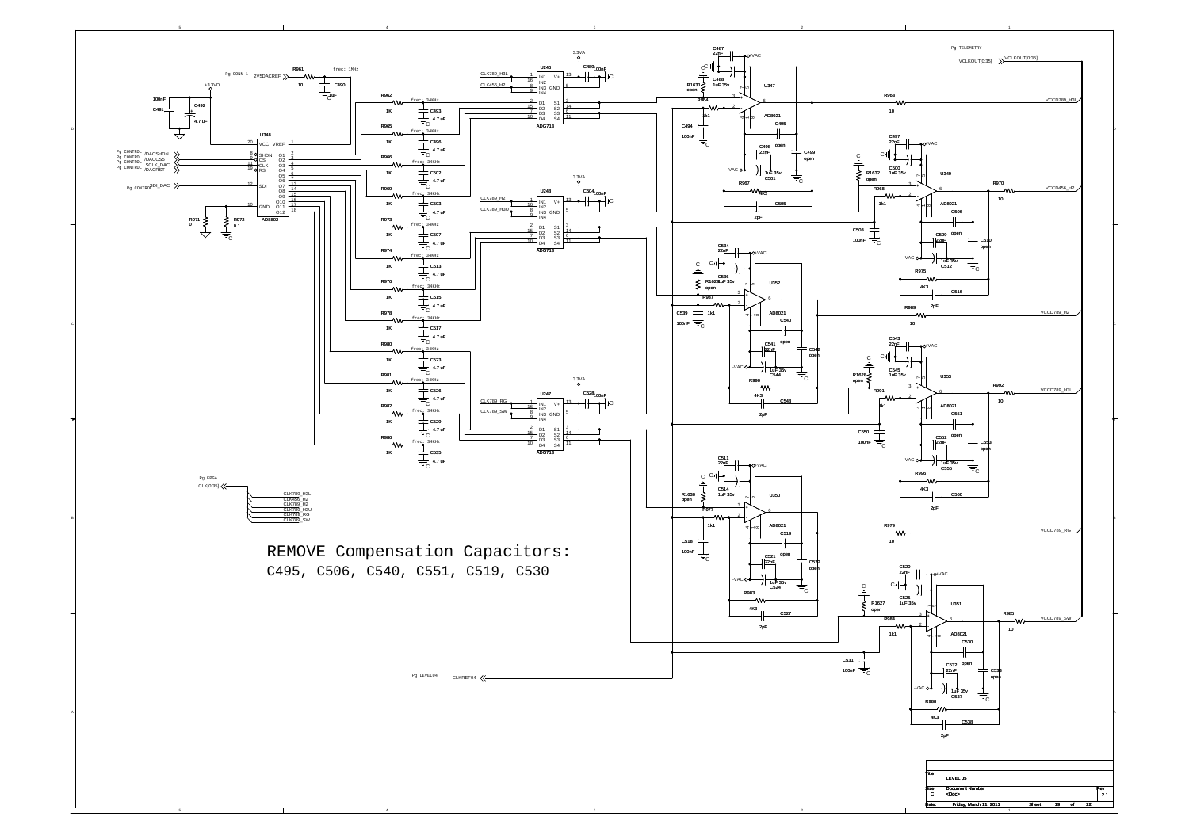REMOVE Compensation Capacitors:

C495, C506, C540, C551, C519, C530

| Title | LEVEL 05 | |
|---|---|---|
| Size C | Document Number <Doc> | Rev 2.1 |
| Date: Friday, March 11, 2011 | Sheet 19 of 22 | |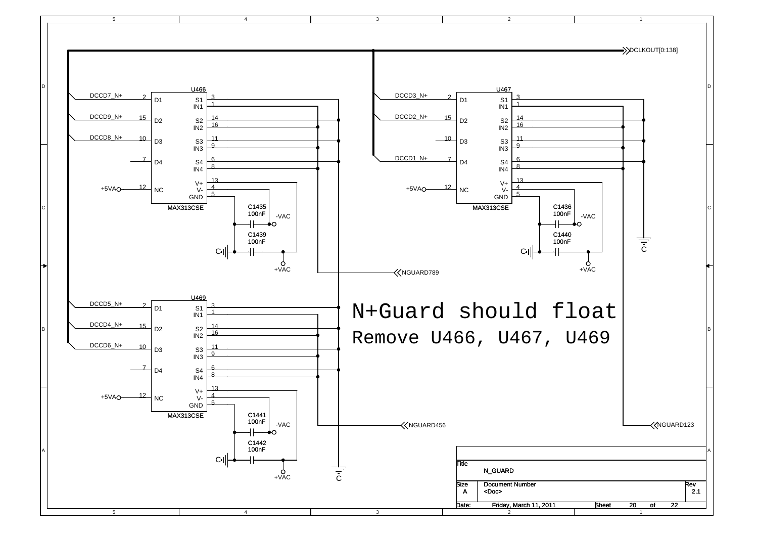DCLKOUT[0:138]

U466 MAX313CSE

DCCD7_N+ 2 D1 S1 3 IN1 1

DCCD9_N+ 15 D2 S2 14 IN2 16

DCCD8_N+ 10 D3 S3 11 IN3 9

7 D4 S4 6 IN4 8

+5VA 12 NC V+ 13 V- 4 GND 5

C1435 100nF -VAC

C1439 100nF +VAC

U467 MAX313CSE

DCCD3_N+ 2 D1 S1 3 IN1 1

DCCD2_N+ 15 D2 S2 14 IN2 16

10 D3 S3 11 IN3 9

DCCD1_N+ 7 D4 S4 6 IN4 8

+5VA 12 NC V+ 13 V- 4 GND 5

C1436 100nF -VAC

C1440 100nF +VAC

NGUARD789

U469 MAX313CSE

DCCD5_N+ 2 D1 S1 3 IN1 1

DCCD4_N+ 15 D2 S2 14 IN2 16

DCCD6_N+ 10 D3 S3 11 IN3 9

7 D4 S4 6 IN4 8

+5VA 12 NC V+ 13 V- 4 GND 5

C1441 100nF -VAC

C1442 100nF +VAC

NGUARD456

NGUARD123

# N+Guard should float

## Remove U466, U467, U469

| Title | N_GUARD | |
|---|---|---|
| Size A | Document Number <Doc> | Rev 2.1 |
| Date: Friday, March 11, 2011 | Sheet 20 of 22 | |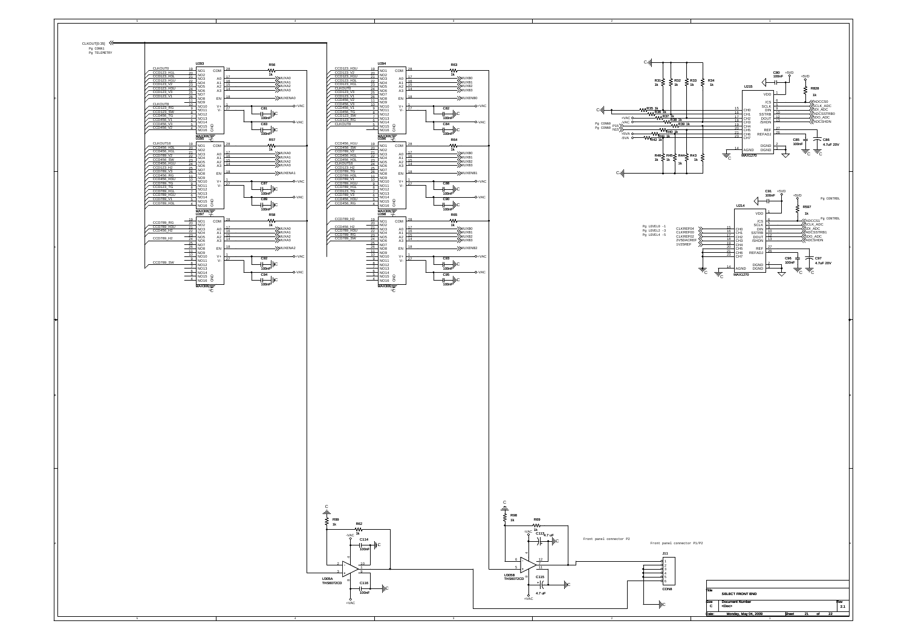CLKOUT[0:35]
Pg CONN1
Pg TELEMETRY

Front panel connector P2

Front panel connector P1/P2

Pg CONTROL

Pg LEVEL0 -1
Pg LEVEL2 -3
Pg LEVEL4 -5

Pg CONN0

| Title | SELECT FRONT END | |
|---|---|---|
| Size C | Document Number <Doc> | Rev 2.1 |
| Date: Monday, May 04, 2009 | Sheet 21 of 22 | |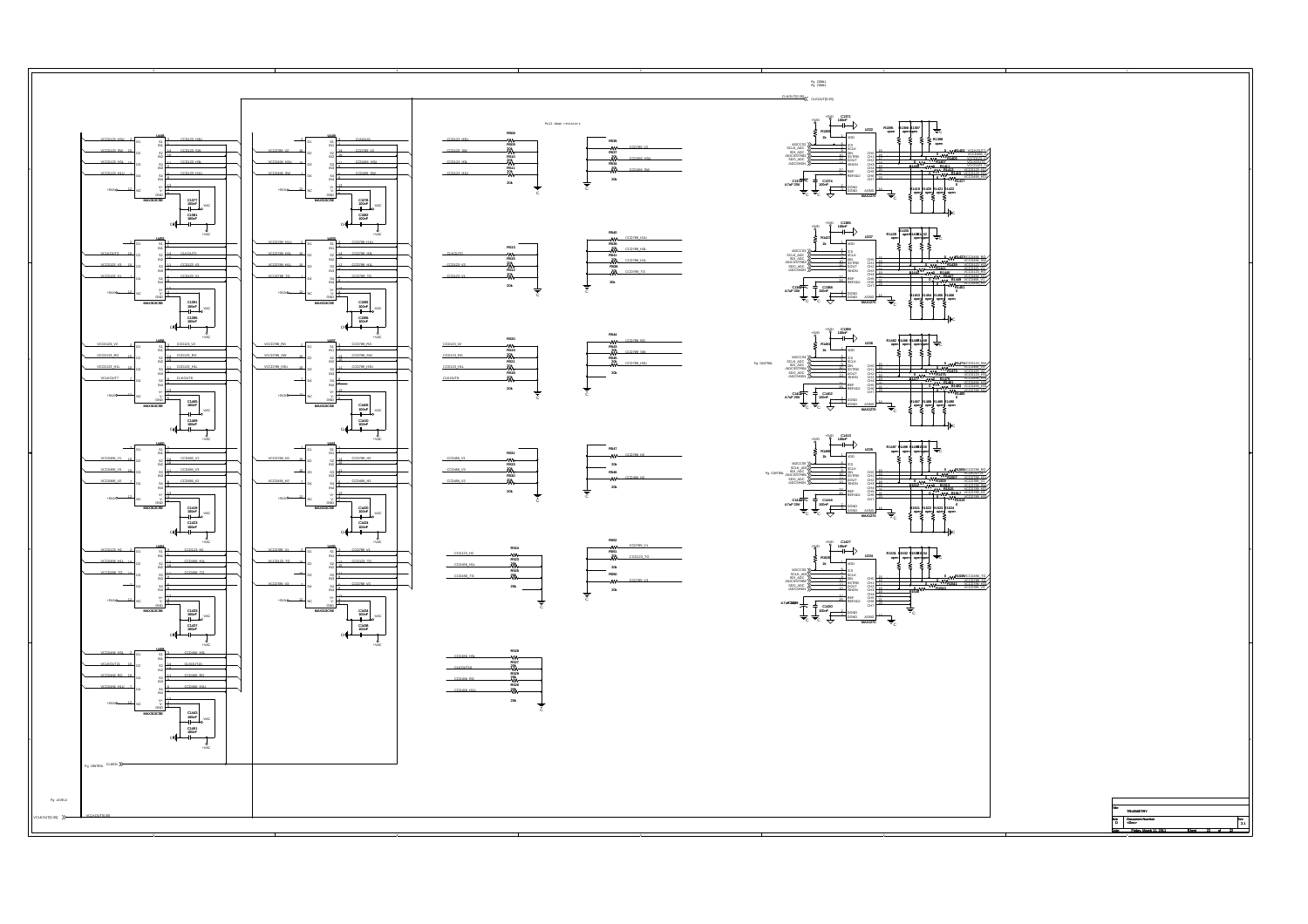Pull-down resistors

Title
TELEMETRY

Size C
Document Number
<Doc>
Rev 2.1

Date: Friday, March 11, 2011